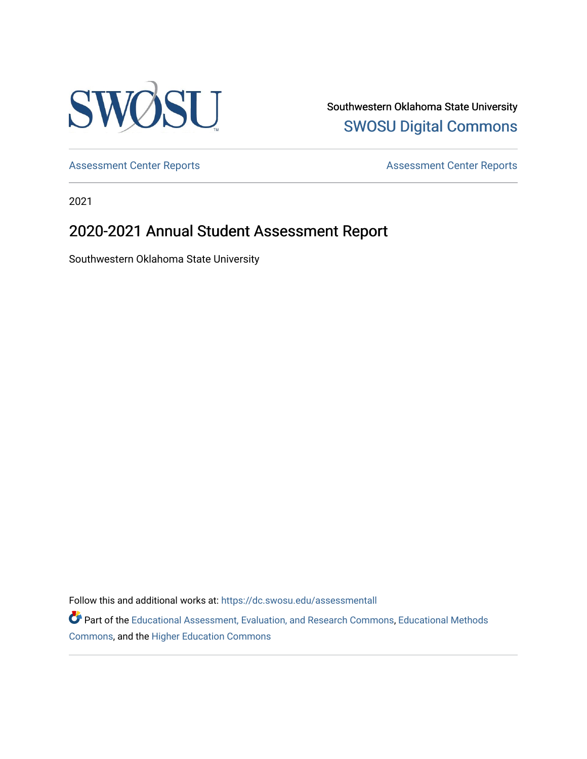Southwestern Oklahoma State University

SWOSU Digital Commons

Assessment Center Reports | Assessment Center Reports

2021

# 2020-2021 Annual Student Assessment Report

Southwestern Oklahoma State University

Follow this and additional works at: https://dc.swosu.edu/assessmentall

Part of the Educational Assessment, Evaluation, and Research Commons, Educational Methods Commons, and the Higher Education Commons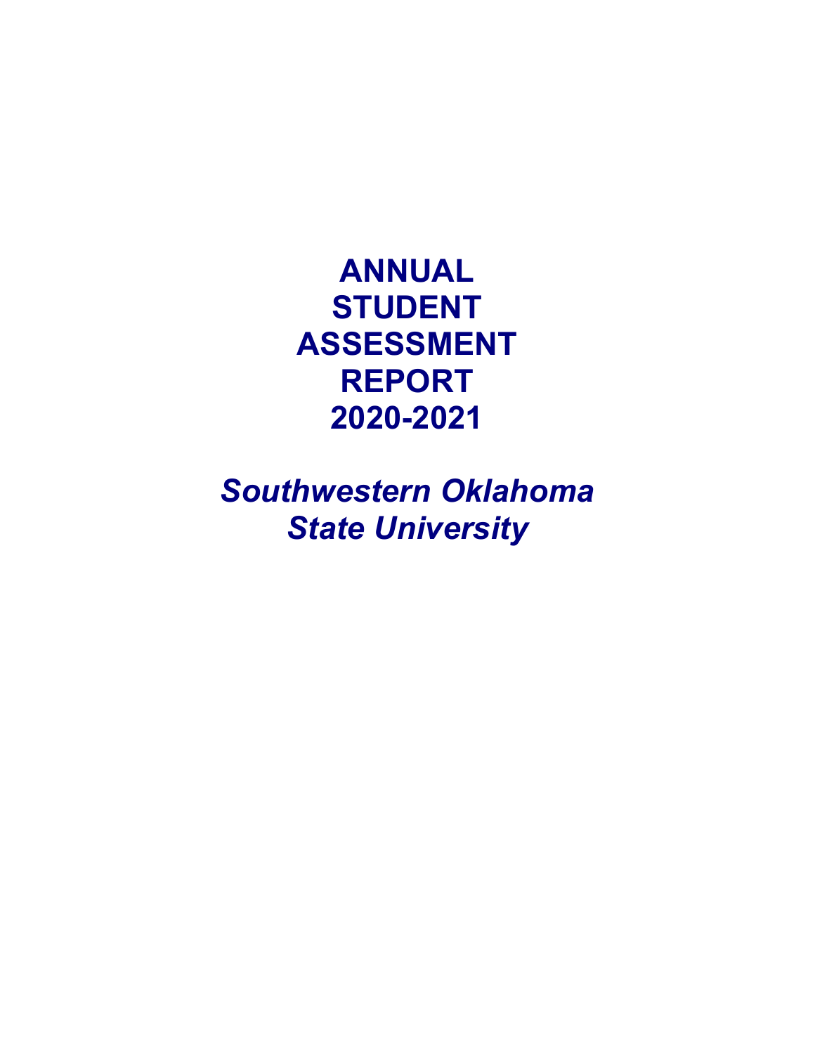# ANNUAL STUDENT ASSESSMENT REPORT 2020-2021

*Southwestern Oklahoma State University*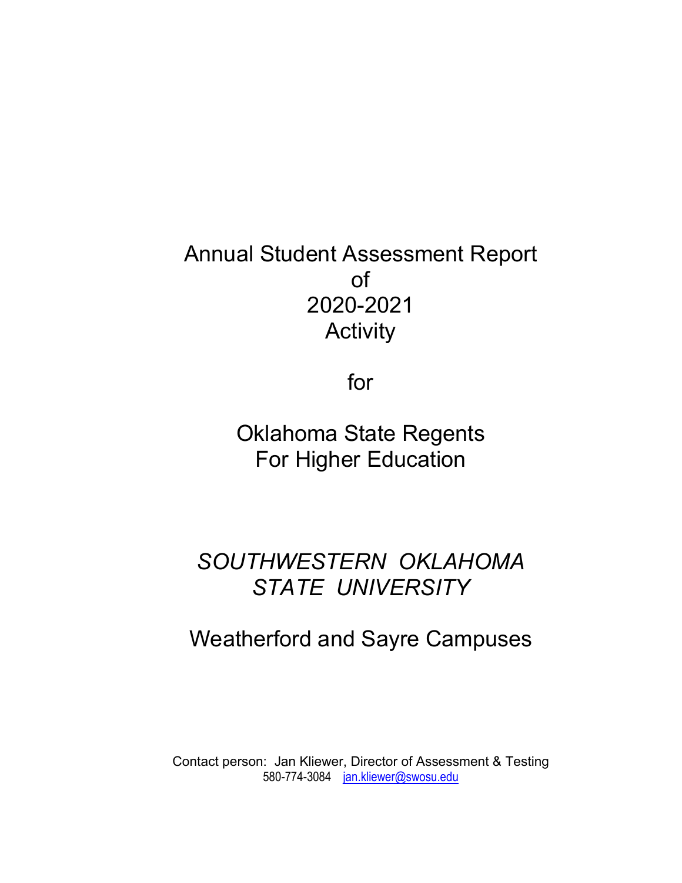# Annual Student Assessment Report of 2020-2021 Activity

for

# Oklahoma State Regents For Higher Education

## *SOUTHWESTERN OKLAHOMA STATE UNIVERSITY*

## Weatherford and Sayre Campuses

Contact person: Jan Kliewer, Director of Assessment & Testing
580-774-3084 jan.kliewer@swosu.edu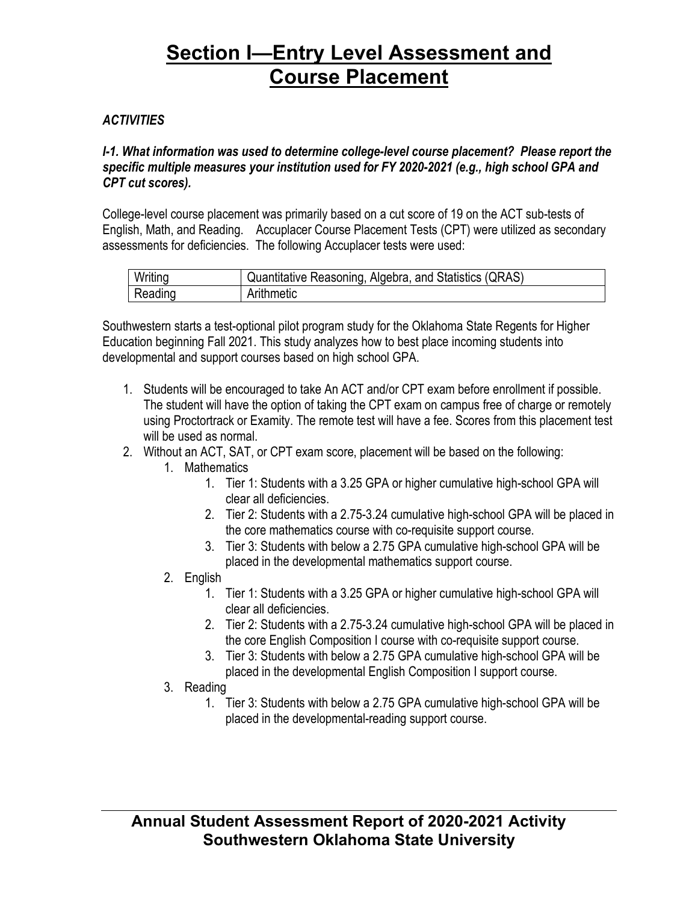# Section I—Entry Level Assessment and Course Placement

***ACTIVITIES***

***I-1. What information was used to determine college-level course placement? Please report the specific multiple measures your institution used for FY 2020-2021 (e.g., high school GPA and CPT cut scores).***

College-level course placement was primarily based on a cut score of 19 on the ACT sub-tests of English, Math, and Reading. Accuplacer Course Placement Tests (CPT) were utilized as secondary assessments for deficiencies. The following Accuplacer tests were used:

| Writing | Quantitative Reasoning, Algebra, and Statistics (QRAS) |
|---|---|
| Reading | Arithmetic |

Southwestern starts a test-optional pilot program study for the Oklahoma State Regents for Higher Education beginning Fall 2021. This study analyzes how to best place incoming students into developmental and support courses based on high school GPA.

1. Students will be encouraged to take An ACT and/or CPT exam before enrollment if possible. The student will have the option of taking the CPT exam on campus free of charge or remotely using Proctortrack or Examity. The remote test will have a fee. Scores from this placement test will be used as normal.
2. Without an ACT, SAT, or CPT exam score, placement will be based on the following:
    1. Mathematics
        1. Tier 1: Students with a 3.25 GPA or higher cumulative high-school GPA will clear all deficiencies.
        2. Tier 2: Students with a 2.75-3.24 cumulative high-school GPA will be placed in the core mathematics course with co-requisite support course.
        3. Tier 3: Students with below a 2.75 GPA cumulative high-school GPA will be placed in the developmental mathematics support course.
    2. English
        1. Tier 1: Students with a 3.25 GPA or higher cumulative high-school GPA will clear all deficiencies.
        2. Tier 2: Students with a 2.75-3.24 cumulative high-school GPA will be placed in the core English Composition I course with co-requisite support course.
        3. Tier 3: Students with below a 2.75 GPA cumulative high-school GPA will be placed in the developmental English Composition I support course.
    3. Reading
        1. Tier 3: Students with below a 2.75 GPA cumulative high-school GPA will be placed in the developmental-reading support course.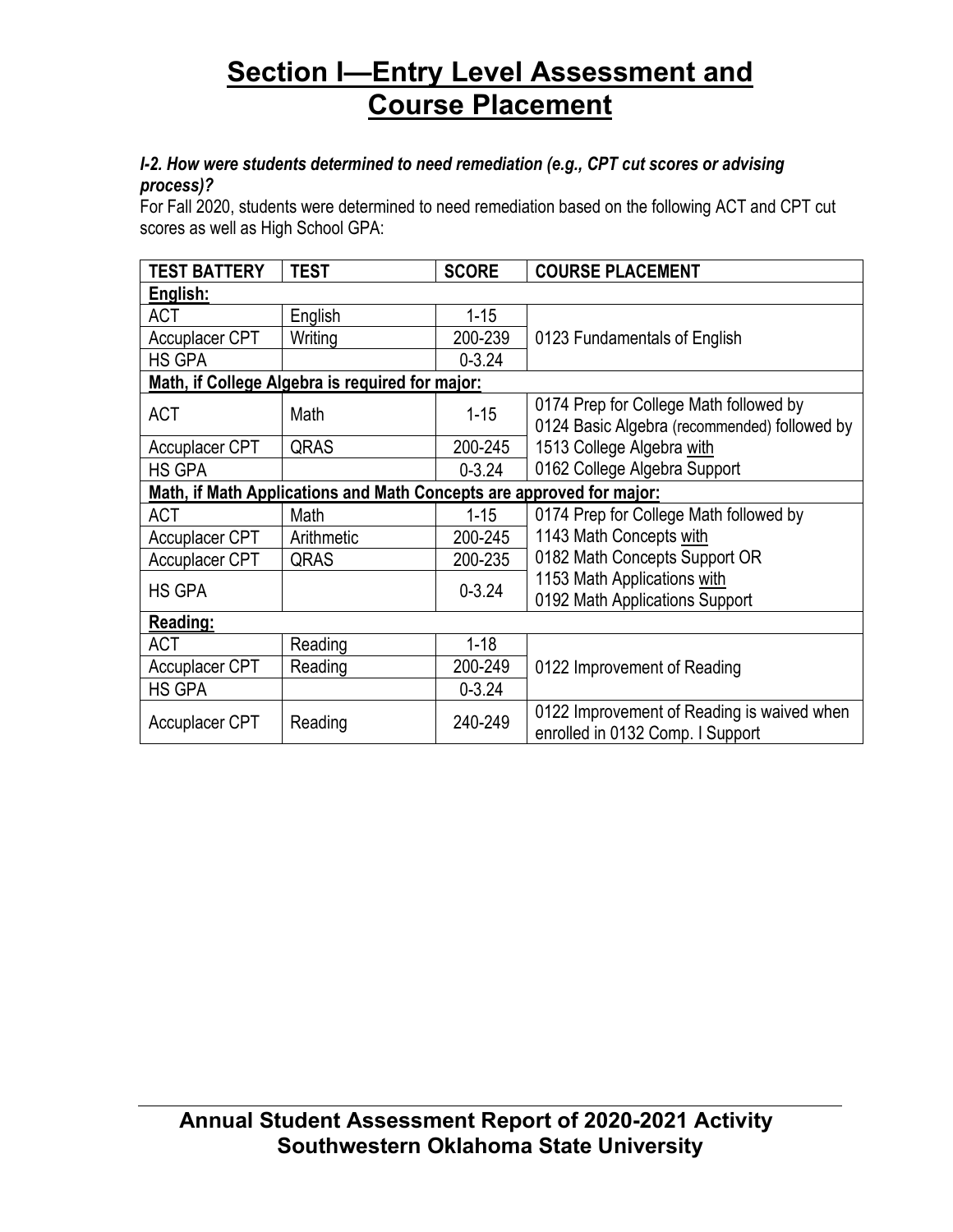# Section I—Entry Level Assessment and Course Placement

***I-2. How were students determined to need remediation (e.g., CPT cut scores or advising process)?***

For Fall 2020, students were determined to need remediation based on the following ACT and CPT cut scores as well as High School GPA:

| TEST BATTERY | TEST | SCORE | COURSE PLACEMENT |
|---|---|---|---|
| **English:** | | | |
| ACT | English | 1-15 | 0123 Fundamentals of English |
| Accuplacer CPT | Writing | 200-239 | |
| HS GPA | | 0-3.24 | |
| **Math, if College Algebra is required for major:** | | | |
| ACT | Math | 1-15 | 0174 Prep for College Math followed by 0124 Basic Algebra (recommended) followed by 1513 College Algebra with 0162 College Algebra Support |
| Accuplacer CPT | QRAS | 200-245 | |
| HS GPA | | 0-3.24 | |
| **Math, if Math Applications and Math Concepts are approved for major:** | | | |
| ACT | Math | 1-15 | 0174 Prep for College Math followed by 1143 Math Concepts with 0182 Math Concepts Support OR 1153 Math Applications with 0192 Math Applications Support |
| Accuplacer CPT | Arithmetic | 200-245 | |
| Accuplacer CPT | QRAS | 200-235 | |
| HS GPA | | 0-3.24 | |
| **Reading:** | | | |
| ACT | Reading | 1-18 | 0122 Improvement of Reading |
| Accuplacer CPT | Reading | 200-249 | |
| HS GPA | | 0-3.24 | |
| Accuplacer CPT | Reading | 240-249 | 0122 Improvement of Reading is waived when enrolled in 0132 Comp. I Support |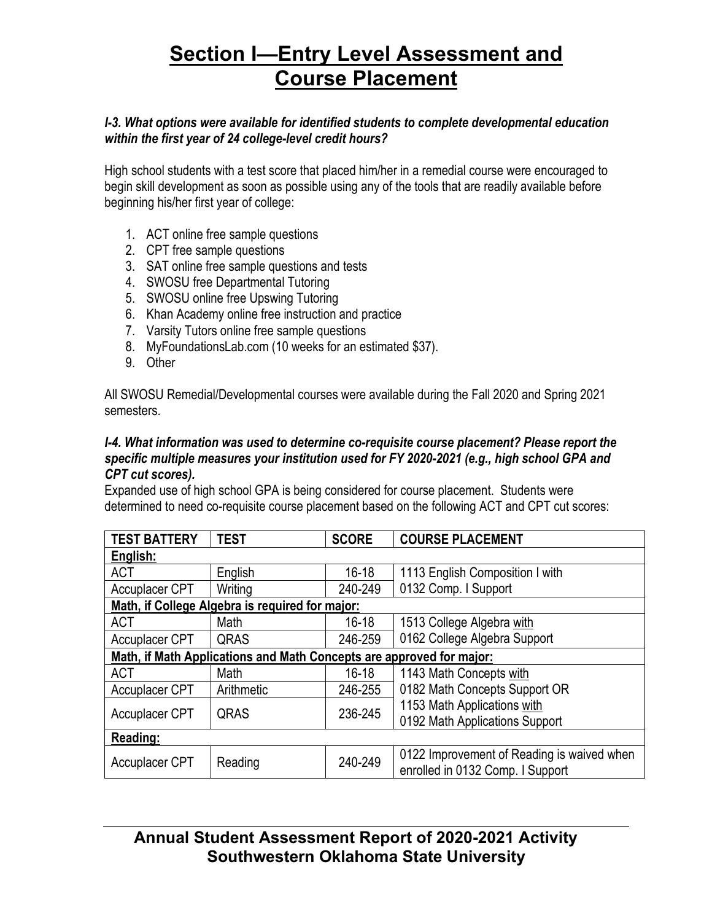# Section I—Entry Level Assessment and Course Placement

***I-3. What options were available for identified students to complete developmental education within the first year of 24 college-level credit hours?***

High school students with a test score that placed him/her in a remedial course were encouraged to begin skill development as soon as possible using any of the tools that are readily available before beginning his/her first year of college:

1. ACT online free sample questions
2. CPT free sample questions
3. SAT online free sample questions and tests
4. SWOSU free Departmental Tutoring
5. SWOSU online free Upswing Tutoring
6. Khan Academy online free instruction and practice
7. Varsity Tutors online free sample questions
8. MyFoundationsLab.com (10 weeks for an estimated $37).
9. Other

All SWOSU Remedial/Developmental courses were available during the Fall 2020 and Spring 2021 semesters.

***I-4. What information was used to determine co-requisite course placement? Please report the specific multiple measures your institution used for FY 2020-2021 (e.g., high school GPA and CPT cut scores).***

Expanded use of high school GPA is being considered for course placement. Students were determined to need co-requisite course placement based on the following ACT and CPT cut scores:

| TEST BATTERY | TEST | SCORE | COURSE PLACEMENT |
|---|---|---|---|
| **English:** | | | |
| ACT | English | 16-18 | 1113 English Composition I with 0132 Comp. I Support |
| Accuplacer CPT | Writing | 240-249 | |
| **Math, if College Algebra is required for major:** | | | |
| ACT | Math | 16-18 | 1513 College Algebra with 0162 College Algebra Support |
| Accuplacer CPT | QRAS | 246-259 | |
| **Math, if Math Applications and Math Concepts are approved for major:** | | | |
| ACT | Math | 16-18 | 1143 Math Concepts with 0182 Math Concepts Support OR 1153 Math Applications with 0192 Math Applications Support |
| Accuplacer CPT | Arithmetic | 246-255 | |
| Accuplacer CPT | QRAS | 236-245 | |
| **Reading:** | | | |
| Accuplacer CPT | Reading | 240-249 | 0122 Improvement of Reading is waived when enrolled in 0132 Comp. I Support |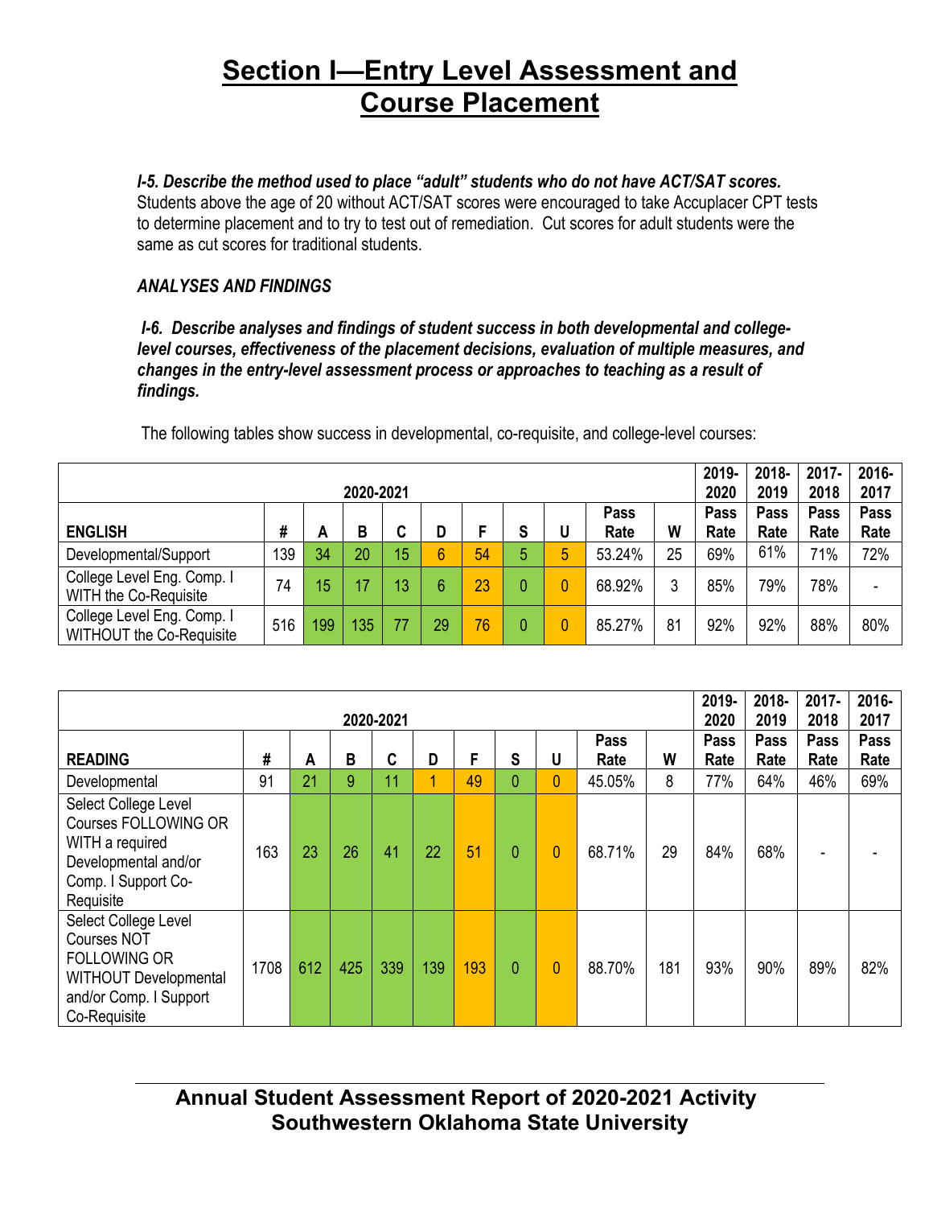# Section I—Entry Level Assessment and Course Placement

***I-5. Describe the method used to place "adult" students who do not have ACT/SAT scores.***

Students above the age of 20 without ACT/SAT scores were encouraged to take Accuplacer CPT tests to determine placement and to try to test out of remediation. Cut scores for adult students were the same as cut scores for traditional students.

***ANALYSES AND FINDINGS***

***I-6. Describe analyses and findings of student success in both developmental and college-level courses, effectiveness of the placement decisions, evaluation of multiple measures, and changes in the entry-level assessment process or approaches to teaching as a result of findings.***

The following tables show success in developmental, co-requisite, and college-level courses:

| 2020-2021 | | | | | | | | | | | 2019-2020 | 2018-2019 | 2017-2018 | 2016-2017 |
|---|---|---|---|---|---|---|---|---|---|---|---|---|---|---|
| **ENGLISH** | **#** | **A** | **B** | **C** | **D** | **F** | **S** | **U** | **Pass Rate** | **W** | **Pass Rate** | **Pass Rate** | **Pass Rate** | **Pass Rate** |
| Developmental/Support | 139 | 34 | 20 | 15 | 6 | 54 | 5 | 5 | 53.24% | 25 | 69% | 61% | 71% | 72% |
| College Level Eng. Comp. I WITH the Co-Requisite | 74 | 15 | 17 | 13 | 6 | 23 | 0 | 0 | 68.92% | 3 | 85% | 79% | 78% | - |
| College Level Eng. Comp. I WITHOUT the Co-Requisite | 516 | 199 | 135 | 77 | 29 | 76 | 0 | 0 | 85.27% | 81 | 92% | 92% | 88% | 80% |

| 2020-2021 | | | | | | | | | | | 2019-2020 | 2018-2019 | 2017-2018 | 2016-2017 |
|---|---|---|---|---|---|---|---|---|---|---|---|---|---|---|
| **READING** | **#** | **A** | **B** | **C** | **D** | **F** | **S** | **U** | **Pass Rate** | **W** | **Pass Rate** | **Pass Rate** | **Pass Rate** | **Pass Rate** |
| Developmental | 91 | 21 | 9 | 11 | 1 | 49 | 0 | 0 | 45.05% | 8 | 77% | 64% | 46% | 69% |
| Select College Level Courses FOLLOWING OR WITH a required Developmental and/or Comp. I Support Co-Requisite | 163 | 23 | 26 | 41 | 22 | 51 | 0 | 0 | 68.71% | 29 | 84% | 68% | - | - |
| Select College Level Courses NOT FOLLOWING OR WITHOUT Developmental and/or Comp. I Support Co-Requisite | 1708 | 612 | 425 | 339 | 139 | 193 | 0 | 0 | 88.70% | 181 | 93% | 90% | 89% | 82% |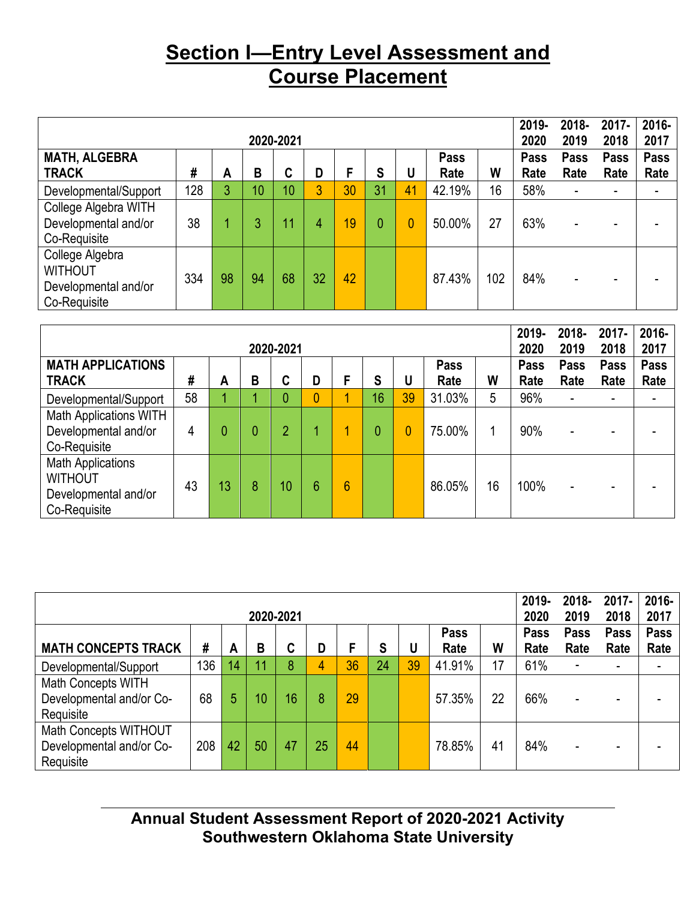# Section I—Entry Level Assessment and Course Placement

| | 2020-2021 | | | | | | | | | | 2019-2020 | 2018-2019 | 2017-2018 | 2016-2017 |
|---|---|---|---|---|---|---|---|---|---|---|---|---|---|---|
| **MATH, ALGEBRA TRACK** | **#** | **A** | **B** | **C** | **D** | **F** | **S** | **U** | **Pass Rate** | **W** | **Pass Rate** | **Pass Rate** | **Pass Rate** | **Pass Rate** |
| Developmental/Support | 128 | 3 | 10 | 10 | 3 | 30 | 31 | 41 | 42.19% | 16 | 58% | - | - | - |
| College Algebra WITH Developmental and/or Co-Requisite | 38 | 1 | 3 | 11 | 4 | 19 | 0 | 0 | 50.00% | 27 | 63% | - | - | - |
| College Algebra WITHOUT Developmental and/or Co-Requisite | 334 | 98 | 94 | 68 | 32 | 42 | | | 87.43% | 102 | 84% | - | - | - |

| | 2020-2021 | | | | | | | | | | 2019-2020 | 2018-2019 | 2017-2018 | 2016-2017 |
|---|---|---|---|---|---|---|---|---|---|---|---|---|---|---|
| **MATH APPLICATIONS TRACK** | **#** | **A** | **B** | **C** | **D** | **F** | **S** | **U** | **Pass Rate** | **W** | **Pass Rate** | **Pass Rate** | **Pass Rate** | **Pass Rate** |
| Developmental/Support | 58 | 1 | 1 | 0 | 0 | 1 | 16 | 39 | 31.03% | 5 | 96% | - | - | - |
| Math Applications WITH Developmental and/or Co-Requisite | 4 | 0 | 0 | 2 | 1 | 1 | 0 | 0 | 75.00% | 1 | 90% | - | - | - |
| Math Applications WITHOUT Developmental and/or Co-Requisite | 43 | 13 | 8 | 10 | 6 | 6 | | | 86.05% | 16 | 100% | - | - | - |

| | 2020-2021 | | | | | | | | | | 2019-2020 | 2018-2019 | 2017-2018 | 2016-2017 |
|---|---|---|---|---|---|---|---|---|---|---|---|---|---|---|
| **MATH CONCEPTS TRACK** | **#** | **A** | **B** | **C** | **D** | **F** | **S** | **U** | **Pass Rate** | **W** | **Pass Rate** | **Pass Rate** | **Pass Rate** | **Pass Rate** |
| Developmental/Support | 136 | 14 | 11 | 8 | 4 | 36 | 24 | 39 | 41.91% | 17 | 61% | - | - | - |
| Math Concepts WITH Developmental and/or Co-Requisite | 68 | 5 | 10 | 16 | 8 | 29 | | | 57.35% | 22 | 66% | - | - | - |
| Math Concepts WITHOUT Developmental and/or Co-Requisite | 208 | 42 | 50 | 47 | 25 | 44 | | | 78.85% | 41 | 84% | - | - | - |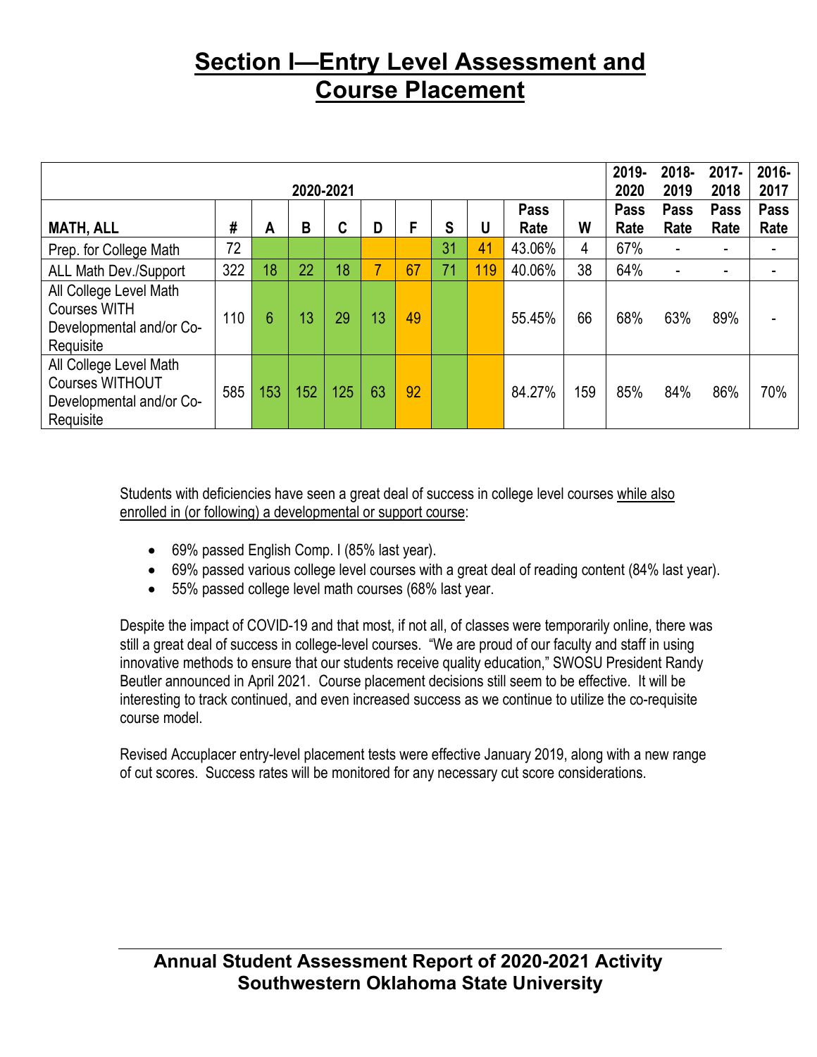# Section I—Entry Level Assessment and Course Placement

| 2020-2021 | | | | | | | | | | | 2019-2020 | 2018-2019 | 2017-2018 | 2016-2017 |
|---|---|---|---|---|---|---|---|---|---|---|---|---|---|---|
| **MATH, ALL** | **#** | **A** | **B** | **C** | **D** | **F** | **S** | **U** | **Pass Rate** | **W** | **Pass Rate** | **Pass Rate** | **Pass Rate** | **Pass Rate** |
| Prep. for College Math | 72 | | | | | | 31 | 41 | 43.06% | 4 | 67% | - | - | - |
| ALL Math Dev./Support | 322 | 18 | 22 | 18 | 7 | 67 | 71 | 119 | 40.06% | 38 | 64% | - | - | - |
| All College Level Math Courses WITH Developmental and/or Co-Requisite | 110 | 6 | 13 | 29 | 13 | 49 | | | 55.45% | 66 | 68% | 63% | 89% | - |
| All College Level Math Courses WITHOUT Developmental and/or Co-Requisite | 585 | 153 | 152 | 125 | 63 | 92 | | | 84.27% | 159 | 85% | 84% | 86% | 70% |

Students with deficiencies have seen a great deal of success in college level courses while also enrolled in (or following) a developmental or support course:

- 69% passed English Comp. I (85% last year).
- 69% passed various college level courses with a great deal of reading content (84% last year).
- 55% passed college level math courses (68% last year.

Despite the impact of COVID-19 and that most, if not all, of classes were temporarily online, there was still a great deal of success in college-level courses. "We are proud of our faculty and staff in using innovative methods to ensure that our students receive quality education," SWOSU President Randy Beutler announced in April 2021. Course placement decisions still seem to be effective. It will be interesting to track continued, and even increased success as we continue to utilize the co-requisite course model.

Revised Accuplacer entry-level placement tests were effective January 2019, along with a new range of cut scores. Success rates will be monitored for any necessary cut score considerations.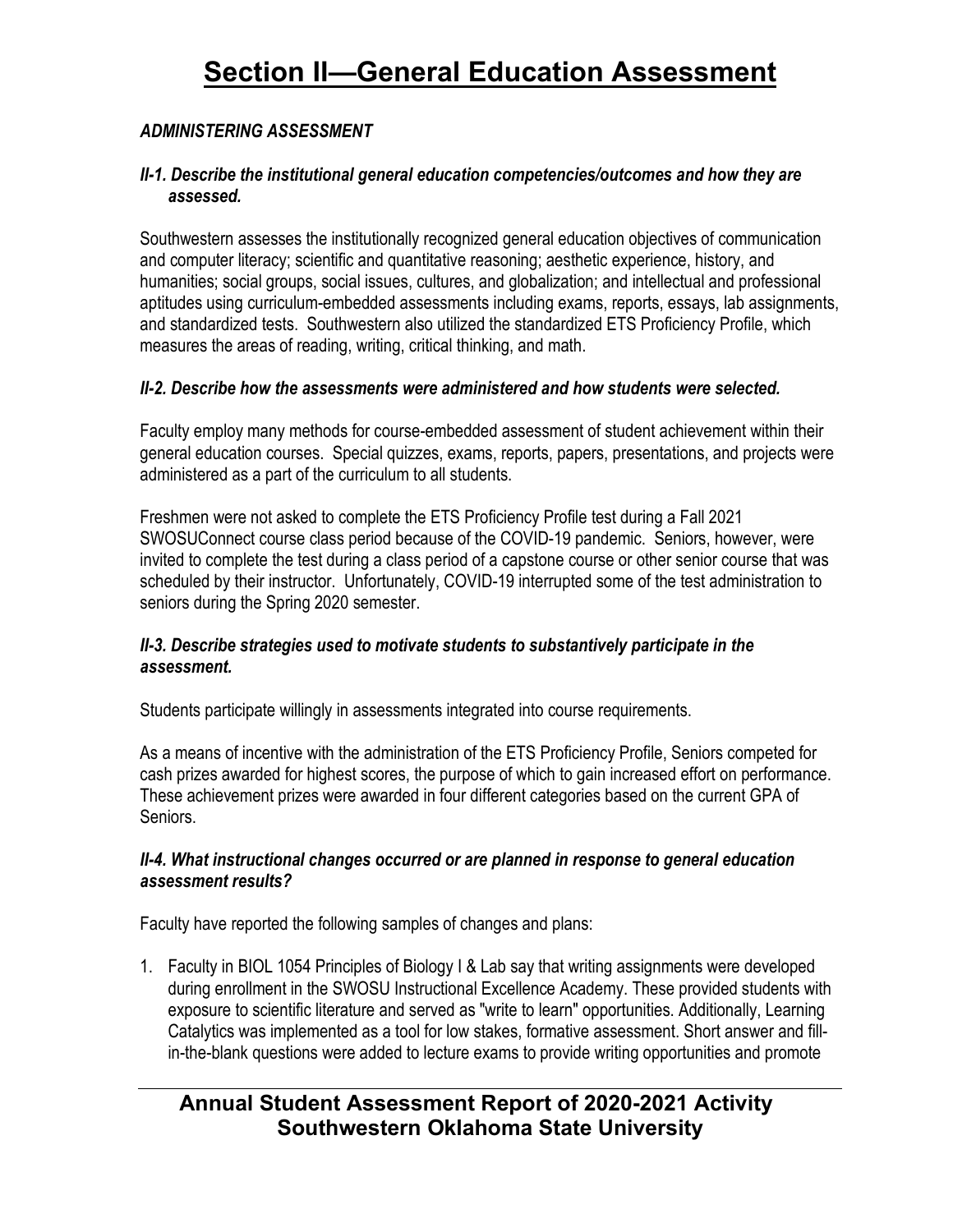# Section II—General Education Assessment

### *ADMINISTERING ASSESSMENT*

#### *II-1. Describe the institutional general education competencies/outcomes and how they are assessed.*

Southwestern assesses the institutionally recognized general education objectives of communication and computer literacy; scientific and quantitative reasoning; aesthetic experience, history, and humanities; social groups, social issues, cultures, and globalization; and intellectual and professional aptitudes using curriculum-embedded assessments including exams, reports, essays, lab assignments, and standardized tests. Southwestern also utilized the standardized ETS Proficiency Profile, which measures the areas of reading, writing, critical thinking, and math.

#### *II-2. Describe how the assessments were administered and how students were selected.*

Faculty employ many methods for course-embedded assessment of student achievement within their general education courses. Special quizzes, exams, reports, papers, presentations, and projects were administered as a part of the curriculum to all students.

Freshmen were not asked to complete the ETS Proficiency Profile test during a Fall 2021 SWOSUConnect course class period because of the COVID-19 pandemic. Seniors, however, were invited to complete the test during a class period of a capstone course or other senior course that was scheduled by their instructor. Unfortunately, COVID-19 interrupted some of the test administration to seniors during the Spring 2020 semester.

#### *II-3. Describe strategies used to motivate students to substantively participate in the assessment.*

Students participate willingly in assessments integrated into course requirements.

As a means of incentive with the administration of the ETS Proficiency Profile, Seniors competed for cash prizes awarded for highest scores, the purpose of which to gain increased effort on performance. These achievement prizes were awarded in four different categories based on the current GPA of Seniors.

#### *II-4. What instructional changes occurred or are planned in response to general education assessment results?*

Faculty have reported the following samples of changes and plans:

1. Faculty in BIOL 1054 Principles of Biology I & Lab say that writing assignments were developed during enrollment in the SWOSU Instructional Excellence Academy. These provided students with exposure to scientific literature and served as "write to learn" opportunities. Additionally, Learning Catalytics was implemented as a tool for low stakes, formative assessment. Short answer and fill-in-the-blank questions were added to lecture exams to provide writing opportunities and promote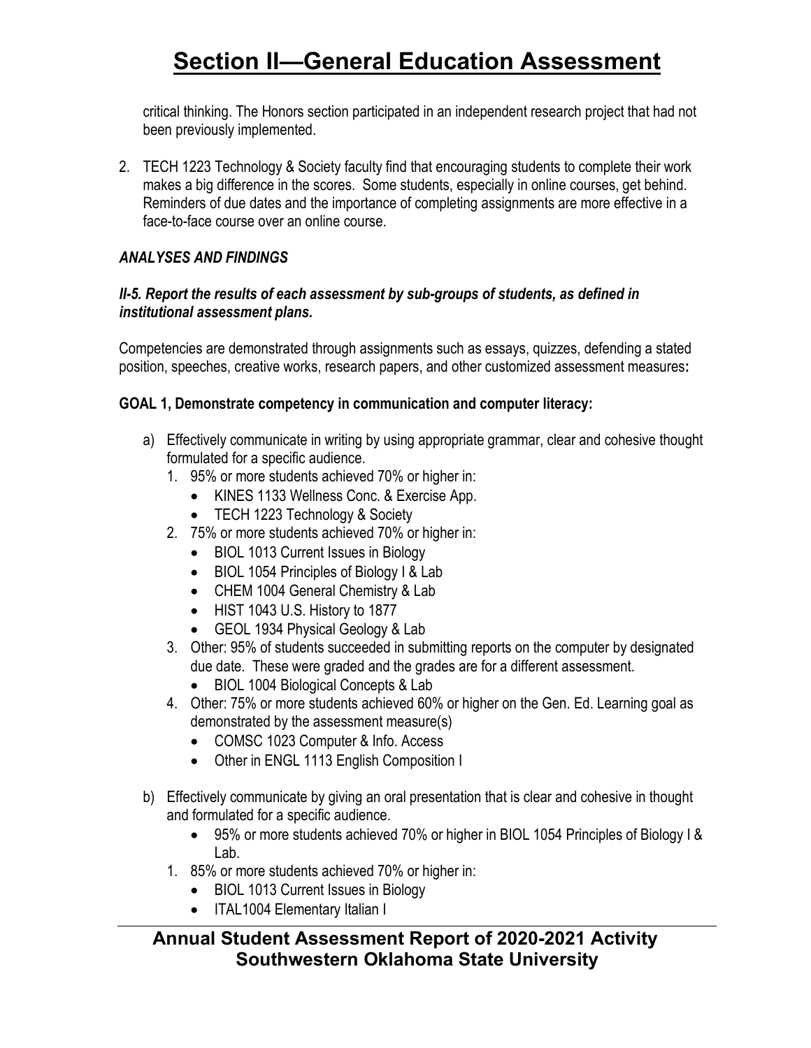critical thinking. The Honors section participated in an independent research project that had not been previously implemented.

2. TECH 1223 Technology & Society faculty find that encouraging students to complete their work makes a big difference in the scores. Some students, especially in online courses, get behind. Reminders of due dates and the importance of completing assignments are more effective in a face-to-face course over an online course.

### *ANALYSES AND FINDINGS*

***II-5. Report the results of each assessment by sub-groups of students, as defined in institutional assessment plans.***

Competencies are demonstrated through assignments such as essays, quizzes, defending a stated position, speeches, creative works, research papers, and other customized assessment measures**:**

**GOAL 1, Demonstrate competency in communication and computer literacy:**

a) Effectively communicate in writing by using appropriate grammar, clear and cohesive thought formulated for a specific audience.
   1. 95% or more students achieved 70% or higher in:
      - KINES 1133 Wellness Conc. & Exercise App.
      - TECH 1223 Technology & Society
   2. 75% or more students achieved 70% or higher in:
      - BIOL 1013 Current Issues in Biology
      - BIOL 1054 Principles of Biology I & Lab
      - CHEM 1004 General Chemistry & Lab
      - HIST 1043 U.S. History to 1877
      - GEOL 1934 Physical Geology & Lab
   3. Other: 95% of students succeeded in submitting reports on the computer by designated due date. These were graded and the grades are for a different assessment.
      - BIOL 1004 Biological Concepts & Lab
   4. Other: 75% or more students achieved 60% or higher on the Gen. Ed. Learning goal as demonstrated by the assessment measure(s)
      - COMSC 1023 Computer & Info. Access
      - Other in ENGL 1113 English Composition I

b) Effectively communicate by giving an oral presentation that is clear and cohesive in thought and formulated for a specific audience.
   - 95% or more students achieved 70% or higher in BIOL 1054 Principles of Biology I & Lab.
   1. 85% or more students achieved 70% or higher in:
      - BIOL 1013 Current Issues in Biology
      - ITAL1004 Elementary Italian I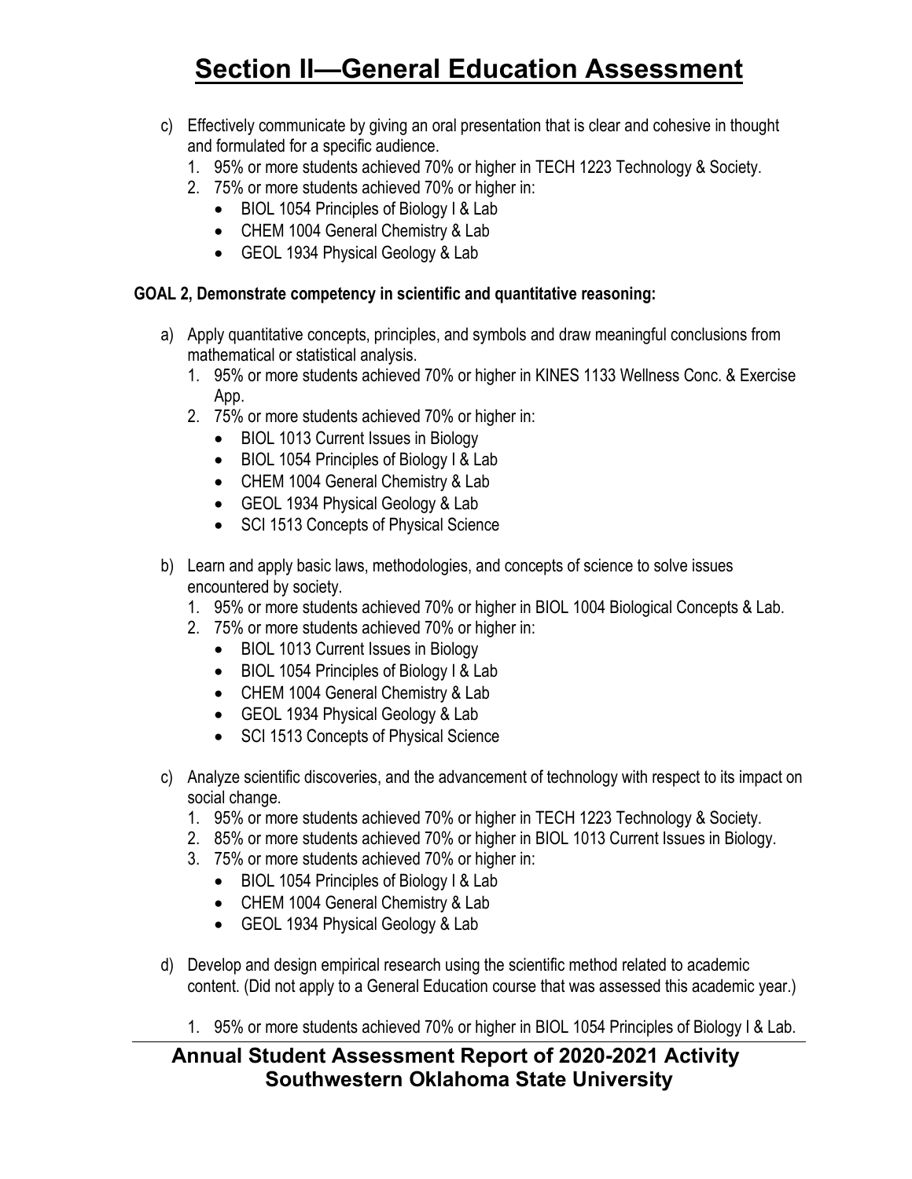# Section II—General Education Assessment

c) Effectively communicate by giving an oral presentation that is clear and cohesive in thought and formulated for a specific audience.
   1. 95% or more students achieved 70% or higher in TECH 1223 Technology & Society.
   2. 75% or more students achieved 70% or higher in:
      - BIOL 1054 Principles of Biology I & Lab
      - CHEM 1004 General Chemistry & Lab
      - GEOL 1934 Physical Geology & Lab

**GOAL 2, Demonstrate competency in scientific and quantitative reasoning:**

a) Apply quantitative concepts, principles, and symbols and draw meaningful conclusions from mathematical or statistical analysis.
   1. 95% or more students achieved 70% or higher in KINES 1133 Wellness Conc. & Exercise App.
   2. 75% or more students achieved 70% or higher in:
      - BIOL 1013 Current Issues in Biology
      - BIOL 1054 Principles of Biology I & Lab
      - CHEM 1004 General Chemistry & Lab
      - GEOL 1934 Physical Geology & Lab
      - SCI 1513 Concepts of Physical Science

b) Learn and apply basic laws, methodologies, and concepts of science to solve issues encountered by society.
   1. 95% or more students achieved 70% or higher in BIOL 1004 Biological Concepts & Lab.
   2. 75% or more students achieved 70% or higher in:
      - BIOL 1013 Current Issues in Biology
      - BIOL 1054 Principles of Biology I & Lab
      - CHEM 1004 General Chemistry & Lab
      - GEOL 1934 Physical Geology & Lab
      - SCI 1513 Concepts of Physical Science

c) Analyze scientific discoveries, and the advancement of technology with respect to its impact on social change.
   1. 95% or more students achieved 70% or higher in TECH 1223 Technology & Society.
   2. 85% or more students achieved 70% or higher in BIOL 1013 Current Issues in Biology.
   3. 75% or more students achieved 70% or higher in:
      - BIOL 1054 Principles of Biology I & Lab
      - CHEM 1004 General Chemistry & Lab
      - GEOL 1934 Physical Geology & Lab

d) Develop and design empirical research using the scientific method related to academic content. (Did not apply to a General Education course that was assessed this academic year.)
   1. 95% or more students achieved 70% or higher in BIOL 1054 Principles of Biology I & Lab.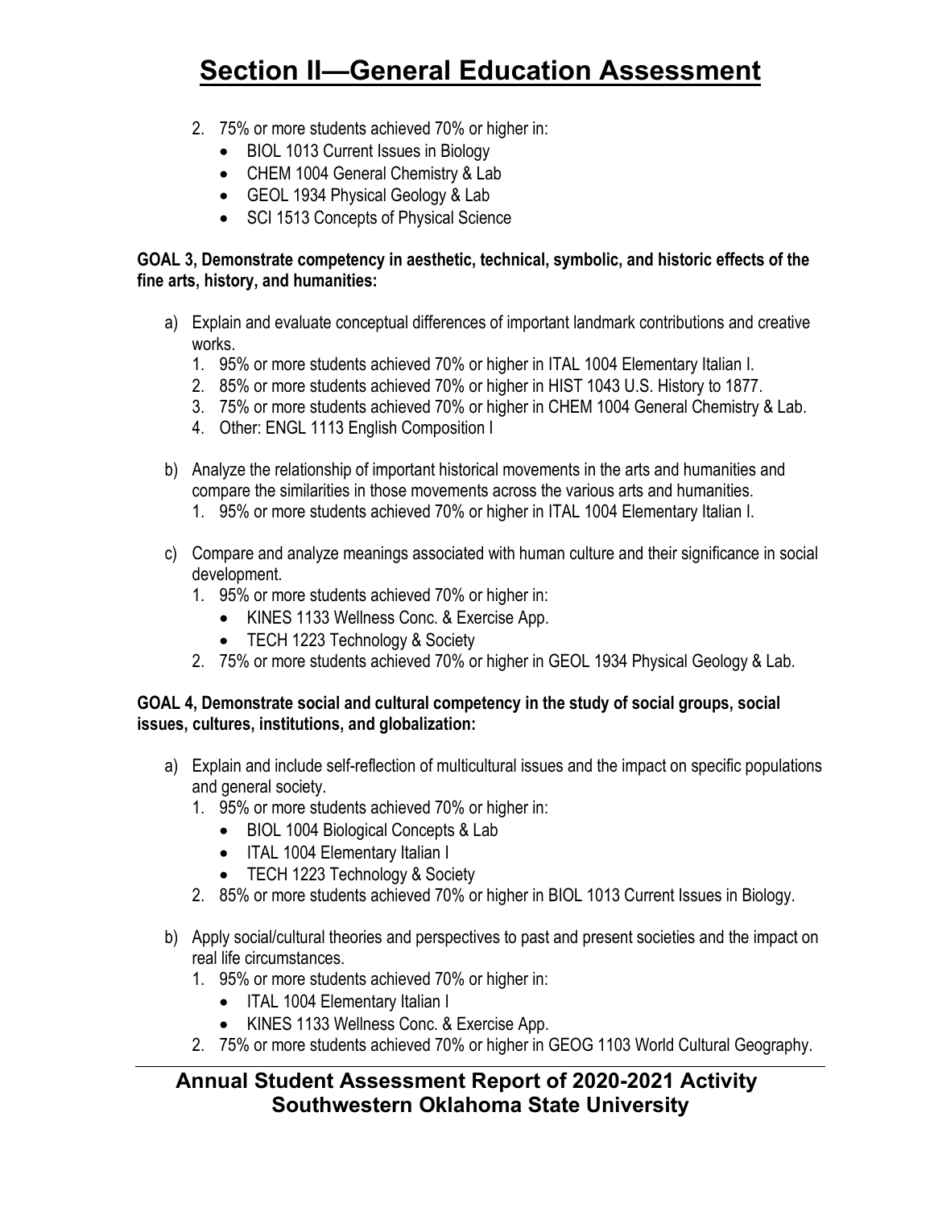2. 75% or more students achieved 70% or higher in:
   - BIOL 1013 Current Issues in Biology
   - CHEM 1004 General Chemistry & Lab
   - GEOL 1934 Physical Geology & Lab
   - SCI 1513 Concepts of Physical Science

**GOAL 3, Demonstrate competency in aesthetic, technical, symbolic, and historic effects of the fine arts, history, and humanities:**

a) Explain and evaluate conceptual differences of important landmark contributions and creative works.
   1. 95% or more students achieved 70% or higher in ITAL 1004 Elementary Italian I.
   2. 85% or more students achieved 70% or higher in HIST 1043 U.S. History to 1877.
   3. 75% or more students achieved 70% or higher in CHEM 1004 General Chemistry & Lab.
   4. Other: ENGL 1113 English Composition I

b) Analyze the relationship of important historical movements in the arts and humanities and compare the similarities in those movements across the various arts and humanities.
   1. 95% or more students achieved 70% or higher in ITAL 1004 Elementary Italian I.

c) Compare and analyze meanings associated with human culture and their significance in social development.
   1. 95% or more students achieved 70% or higher in:
      - KINES 1133 Wellness Conc. & Exercise App.
      - TECH 1223 Technology & Society
   2. 75% or more students achieved 70% or higher in GEOL 1934 Physical Geology & Lab.

**GOAL 4, Demonstrate social and cultural competency in the study of social groups, social issues, cultures, institutions, and globalization:**

a) Explain and include self-reflection of multicultural issues and the impact on specific populations and general society.
   1. 95% or more students achieved 70% or higher in:
      - BIOL 1004 Biological Concepts & Lab
      - ITAL 1004 Elementary Italian I
      - TECH 1223 Technology & Society
   2. 85% or more students achieved 70% or higher in BIOL 1013 Current Issues in Biology.

b) Apply social/cultural theories and perspectives to past and present societies and the impact on real life circumstances.
   1. 95% or more students achieved 70% or higher in:
      - ITAL 1004 Elementary Italian I
      - KINES 1133 Wellness Conc. & Exercise App.
   2. 75% or more students achieved 70% or higher in GEOG 1103 World Cultural Geography.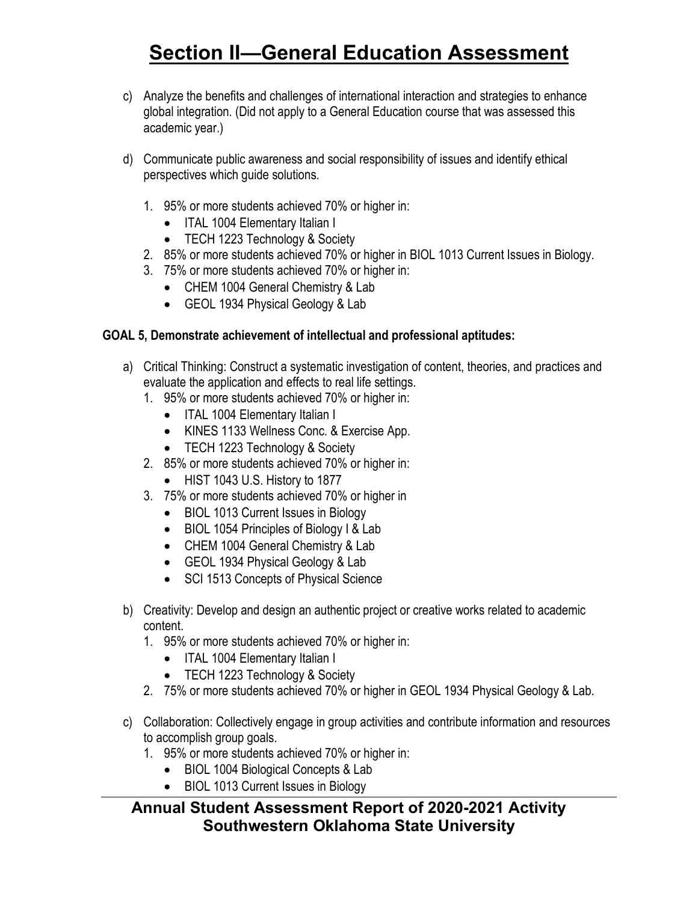# Section II—General Education Assessment

c) Analyze the benefits and challenges of international interaction and strategies to enhance global integration. (Did not apply to a General Education course that was assessed this academic year.)

d) Communicate public awareness and social responsibility of issues and identify ethical perspectives which guide solutions.

1. 95% or more students achieved 70% or higher in:
   - ITAL 1004 Elementary Italian I
   - TECH 1223 Technology & Society
2. 85% or more students achieved 70% or higher in BIOL 1013 Current Issues in Biology.
3. 75% or more students achieved 70% or higher in:
   - CHEM 1004 General Chemistry & Lab
   - GEOL 1934 Physical Geology & Lab

**GOAL 5, Demonstrate achievement of intellectual and professional aptitudes:**

a) Critical Thinking: Construct a systematic investigation of content, theories, and practices and evaluate the application and effects to real life settings.

1. 95% or more students achieved 70% or higher in:
   - ITAL 1004 Elementary Italian I
   - KINES 1133 Wellness Conc. & Exercise App.
   - TECH 1223 Technology & Society
2. 85% or more students achieved 70% or higher in:
   - HIST 1043 U.S. History to 1877
3. 75% or more students achieved 70% or higher in
   - BIOL 1013 Current Issues in Biology
   - BIOL 1054 Principles of Biology I & Lab
   - CHEM 1004 General Chemistry & Lab
   - GEOL 1934 Physical Geology & Lab
   - SCI 1513 Concepts of Physical Science

b) Creativity: Develop and design an authentic project or creative works related to academic content.

1. 95% or more students achieved 70% or higher in:
   - ITAL 1004 Elementary Italian I
   - TECH 1223 Technology & Society
2. 75% or more students achieved 70% or higher in GEOL 1934 Physical Geology & Lab.

c) Collaboration: Collectively engage in group activities and contribute information and resources to accomplish group goals.

1. 95% or more students achieved 70% or higher in:
   - BIOL 1004 Biological Concepts & Lab
   - BIOL 1013 Current Issues in Biology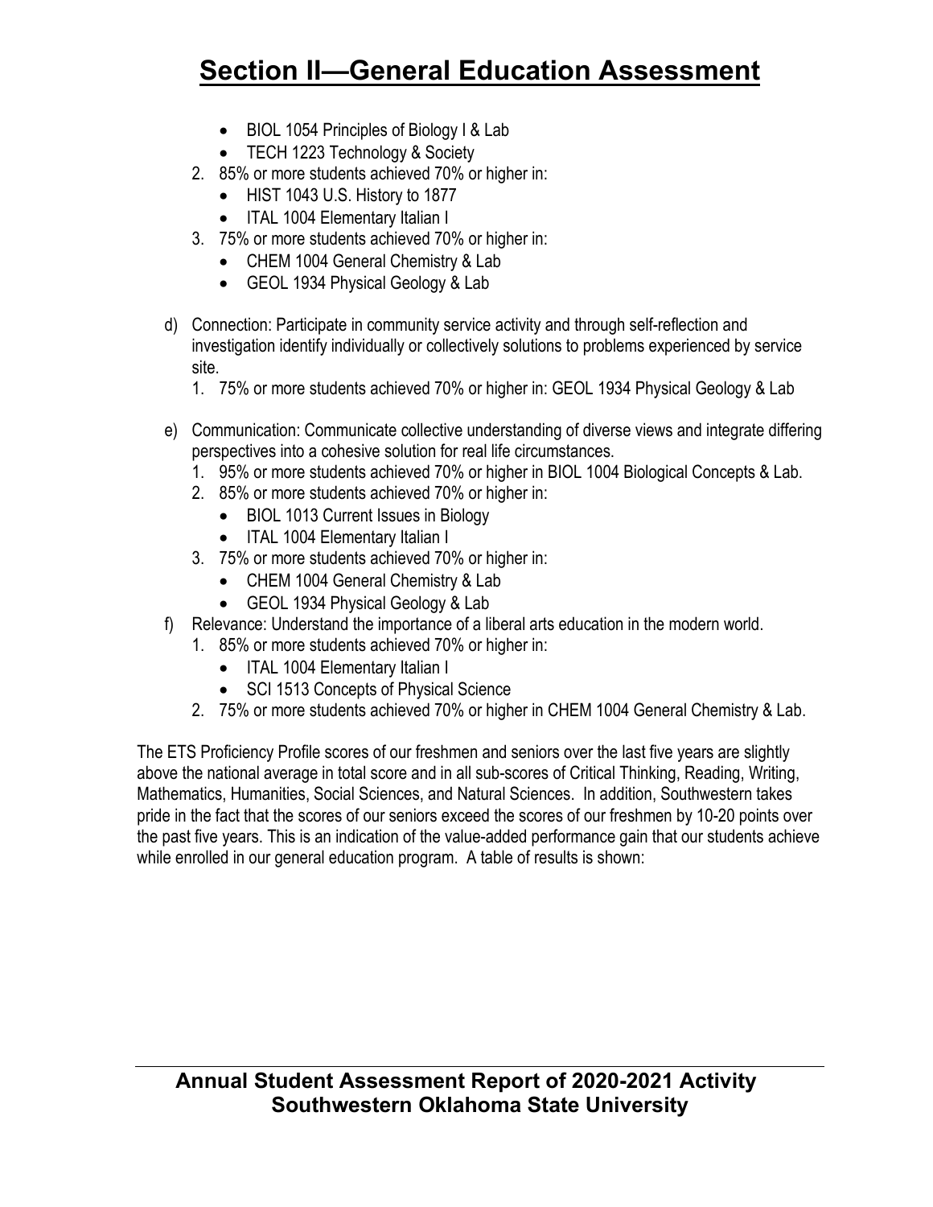# Section II—General Education Assessment

- BIOL 1054 Principles of Biology I & Lab
- TECH 1223 Technology & Society

2. 85% or more students achieved 70% or higher in:
   - HIST 1043 U.S. History to 1877
   - ITAL 1004 Elementary Italian I
3. 75% or more students achieved 70% or higher in:
   - CHEM 1004 General Chemistry & Lab
   - GEOL 1934 Physical Geology & Lab

d) Connection: Participate in community service activity and through self-reflection and investigation identify individually or collectively solutions to problems experienced by service site.

1. 75% or more students achieved 70% or higher in: GEOL 1934 Physical Geology & Lab

e) Communication: Communicate collective understanding of diverse views and integrate differing perspectives into a cohesive solution for real life circumstances.

1. 95% or more students achieved 70% or higher in BIOL 1004 Biological Concepts & Lab.
2. 85% or more students achieved 70% or higher in:
   - BIOL 1013 Current Issues in Biology
   - ITAL 1004 Elementary Italian I
3. 75% or more students achieved 70% or higher in:
   - CHEM 1004 General Chemistry & Lab
   - GEOL 1934 Physical Geology & Lab

f) Relevance: Understand the importance of a liberal arts education in the modern world.

1. 85% or more students achieved 70% or higher in:
   - ITAL 1004 Elementary Italian I
   - SCI 1513 Concepts of Physical Science
2. 75% or more students achieved 70% or higher in CHEM 1004 General Chemistry & Lab.

The ETS Proficiency Profile scores of our freshmen and seniors over the last five years are slightly above the national average in total score and in all sub-scores of Critical Thinking, Reading, Writing, Mathematics, Humanities, Social Sciences, and Natural Sciences. In addition, Southwestern takes pride in the fact that the scores of our seniors exceed the scores of our freshmen by 10-20 points over the past five years. This is an indication of the value-added performance gain that our students achieve while enrolled in our general education program. A table of results is shown: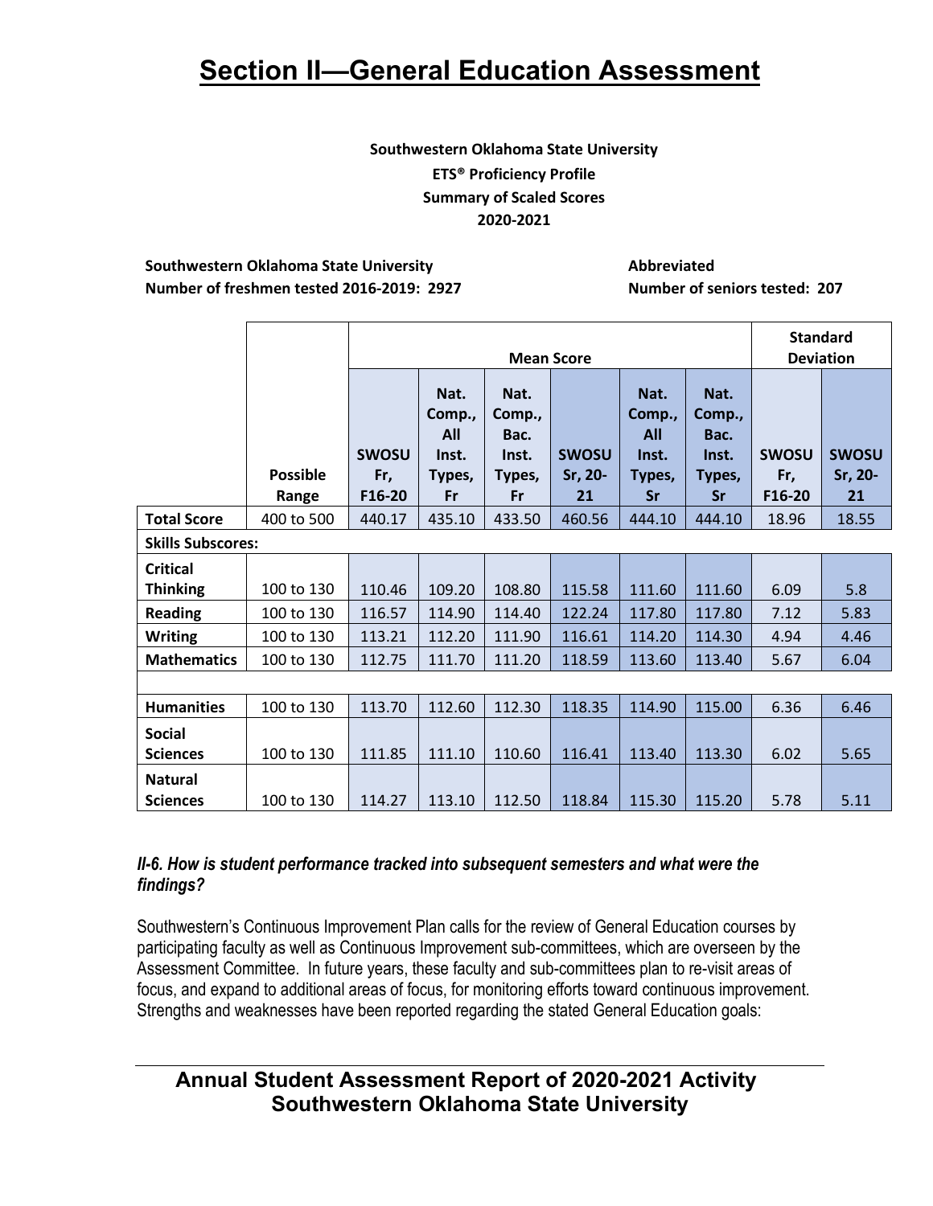# Section II—General Education Assessment

**Southwestern Oklahoma State University**
**ETS® Proficiency Profile**
**Summary of Scaled Scores**
**2020-2021**

**Southwestern Oklahoma State University**
**Number of freshmen tested 2016-2019: 2927**

**Abbreviated**
**Number of seniors tested: 207**

| | | Mean Score | | | | | | Standard Deviation | |
|---|---|---|---|---|---|---|---|---|---|
| | **Possible Range** | **SWOSU Fr, F16-20** | **Nat. Comp., All Inst. Types, Fr** | **Nat. Comp., Bac. Inst. Types, Fr** | **SWOSU Sr, 20-21** | **Nat. Comp., All Inst. Types, Sr** | **Nat. Comp., Bac. Inst. Types, Sr** | **SWOSU Fr, F16-20** | **SWOSU Sr, 20-21** |
| **Total Score** | 400 to 500 | 440.17 | 435.10 | 433.50 | 460.56 | 444.10 | 444.10 | 18.96 | 18.55 |
| **Skills Subscores:** | | | | | | | | | |
| **Critical Thinking** | 100 to 130 | 110.46 | 109.20 | 108.80 | 115.58 | 111.60 | 111.60 | 6.09 | 5.8 |
| **Reading** | 100 to 130 | 116.57 | 114.90 | 114.40 | 122.24 | 117.80 | 117.80 | 7.12 | 5.83 |
| **Writing** | 100 to 130 | 113.21 | 112.20 | 111.90 | 116.61 | 114.20 | 114.30 | 4.94 | 4.46 |
| **Mathematics** | 100 to 130 | 112.75 | 111.70 | 111.20 | 118.59 | 113.60 | 113.40 | 5.67 | 6.04 |
| | | | | | | | | | |
| **Humanities** | 100 to 130 | 113.70 | 112.60 | 112.30 | 118.35 | 114.90 | 115.00 | 6.36 | 6.46 |
| **Social Sciences** | 100 to 130 | 111.85 | 111.10 | 110.60 | 116.41 | 113.40 | 113.30 | 6.02 | 5.65 |
| **Natural Sciences** | 100 to 130 | 114.27 | 113.10 | 112.50 | 118.84 | 115.30 | 115.20 | 5.78 | 5.11 |

***II-6. How is student performance tracked into subsequent semesters and what were the findings?***

Southwestern's Continuous Improvement Plan calls for the review of General Education courses by participating faculty as well as Continuous Improvement sub-committees, which are overseen by the Assessment Committee. In future years, these faculty and sub-committees plan to re-visit areas of focus, and expand to additional areas of focus, for monitoring efforts toward continuous improvement. Strengths and weaknesses have been reported regarding the stated General Education goals: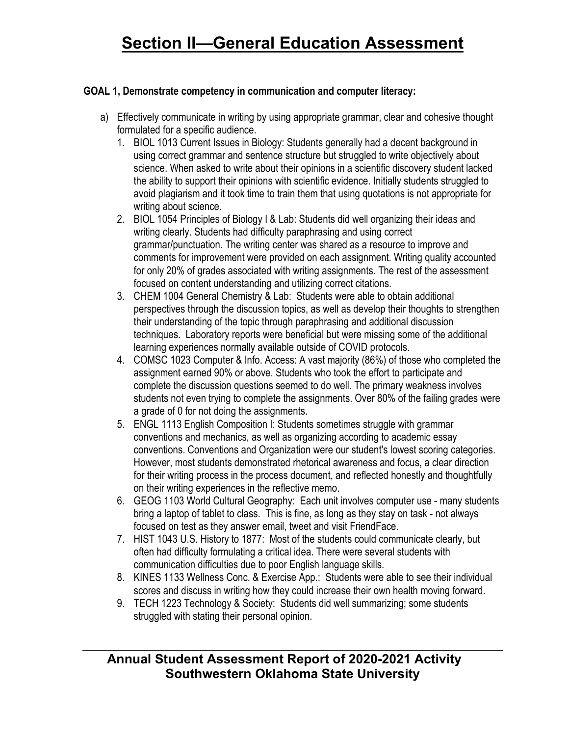# Section II—General Education Assessment

**GOAL 1, Demonstrate competency in communication and computer literacy:**

a) Effectively communicate in writing by using appropriate grammar, clear and cohesive thought formulated for a specific audience.

1. BIOL 1013 Current Issues in Biology: Students generally had a decent background in using correct grammar and sentence structure but struggled to write objectively about science. When asked to write about their opinions in a scientific discovery student lacked the ability to support their opinions with scientific evidence. Initially students struggled to avoid plagiarism and it took time to train them that using quotations is not appropriate for writing about science.
2. BIOL 1054 Principles of Biology I & Lab: Students did well organizing their ideas and writing clearly. Students had difficulty paraphrasing and using correct grammar/punctuation. The writing center was shared as a resource to improve and comments for improvement were provided on each assignment. Writing quality accounted for only 20% of grades associated with writing assignments. The rest of the assessment focused on content understanding and utilizing correct citations.
3. CHEM 1004 General Chemistry & Lab: Students were able to obtain additional perspectives through the discussion topics, as well as develop their thoughts to strengthen their understanding of the topic through paraphrasing and additional discussion techniques. Laboratory reports were beneficial but were missing some of the additional learning experiences normally available outside of COVID protocols.
4. COMSC 1023 Computer & Info. Access: A vast majority (86%) of those who completed the assignment earned 90% or above. Students who took the effort to participate and complete the discussion questions seemed to do well. The primary weakness involves students not even trying to complete the assignments. Over 80% of the failing grades were a grade of 0 for not doing the assignments.
5. ENGL 1113 English Composition I: Students sometimes struggle with grammar conventions and mechanics, as well as organizing according to academic essay conventions. Conventions and Organization were our student's lowest scoring categories. However, most students demonstrated rhetorical awareness and focus, a clear direction for their writing process in the process document, and reflected honestly and thoughtfully on their writing experiences in the reflective memo.
6. GEOG 1103 World Cultural Geography: Each unit involves computer use - many students bring a laptop of tablet to class. This is fine, as long as they stay on task - not always focused on test as they answer email, tweet and visit FriendFace.
7. HIST 1043 U.S. History to 1877: Most of the students could communicate clearly, but often had difficulty formulating a critical idea. There were several students with communication difficulties due to poor English language skills.
8. KINES 1133 Wellness Conc. & Exercise App.: Students were able to see their individual scores and discuss in writing how they could increase their own health moving forward.
9. TECH 1223 Technology & Society: Students did well summarizing; some students struggled with stating their personal opinion.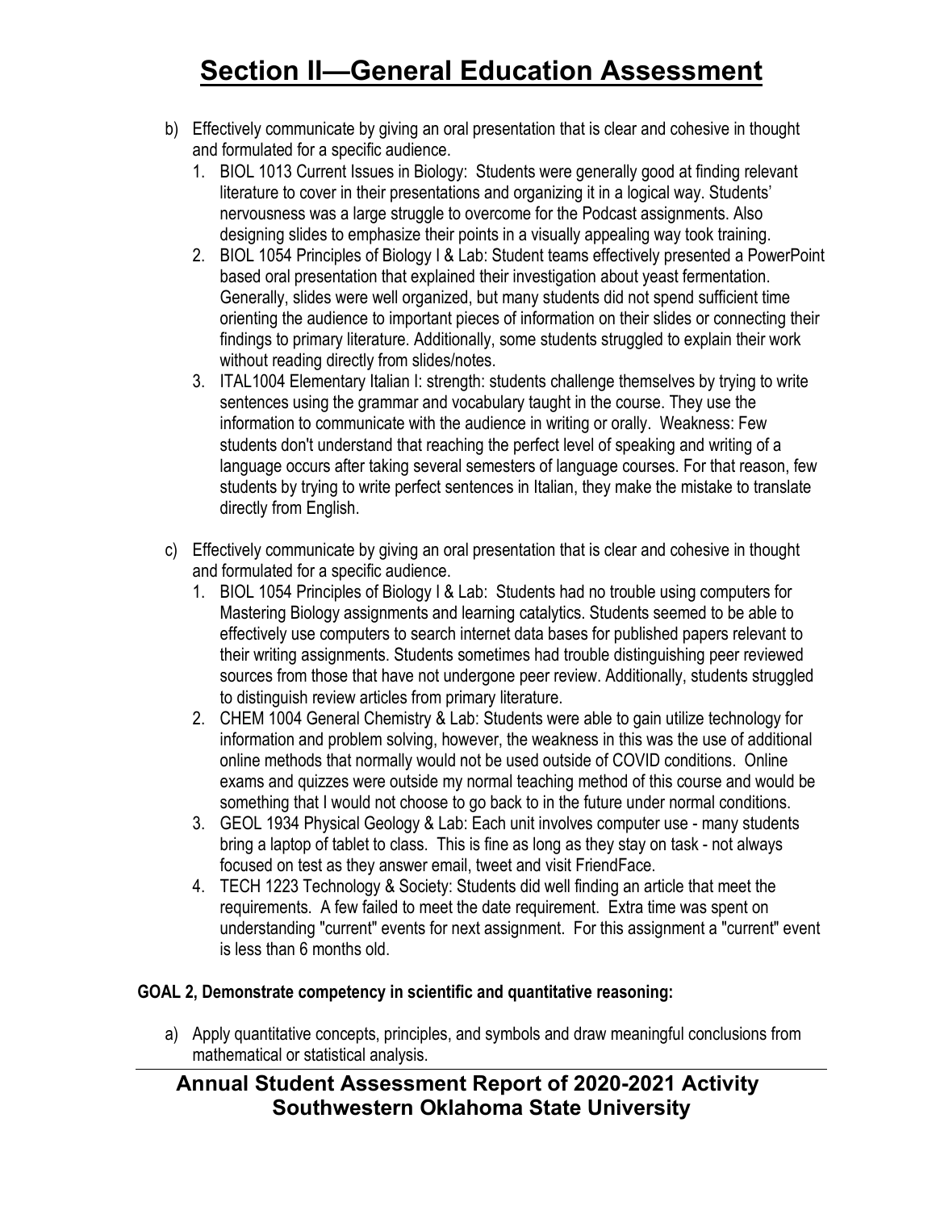b) Effectively communicate by giving an oral presentation that is clear and cohesive in thought and formulated for a specific audience.
   1. BIOL 1013 Current Issues in Biology: Students were generally good at finding relevant literature to cover in their presentations and organizing it in a logical way. Students' nervousness was a large struggle to overcome for the Podcast assignments. Also designing slides to emphasize their points in a visually appealing way took training.
   2. BIOL 1054 Principles of Biology I & Lab: Student teams effectively presented a PowerPoint based oral presentation that explained their investigation about yeast fermentation. Generally, slides were well organized, but many students did not spend sufficient time orienting the audience to important pieces of information on their slides or connecting their findings to primary literature. Additionally, some students struggled to explain their work without reading directly from slides/notes.
   3. ITAL1004 Elementary Italian I: strength: students challenge themselves by trying to write sentences using the grammar and vocabulary taught in the course. They use the information to communicate with the audience in writing or orally. Weakness: Few students don't understand that reaching the perfect level of speaking and writing of a language occurs after taking several semesters of language courses. For that reason, few students by trying to write perfect sentences in Italian, they make the mistake to translate directly from English.

c) Effectively communicate by giving an oral presentation that is clear and cohesive in thought and formulated for a specific audience.
   1. BIOL 1054 Principles of Biology I & Lab: Students had no trouble using computers for Mastering Biology assignments and learning catalytics. Students seemed to be able to effectively use computers to search internet data bases for published papers relevant to their writing assignments. Students sometimes had trouble distinguishing peer reviewed sources from those that have not undergone peer review. Additionally, students struggled to distinguish review articles from primary literature.
   2. CHEM 1004 General Chemistry & Lab: Students were able to gain utilize technology for information and problem solving, however, the weakness in this was the use of additional online methods that normally would not be used outside of COVID conditions. Online exams and quizzes were outside my normal teaching method of this course and would be something that I would not choose to go back to in the future under normal conditions.
   3. GEOL 1934 Physical Geology & Lab: Each unit involves computer use - many students bring a laptop of tablet to class. This is fine as long as they stay on task - not always focused on test as they answer email, tweet and visit FriendFace.
   4. TECH 1223 Technology & Society: Students did well finding an article that meet the requirements. A few failed to meet the date requirement. Extra time was spent on understanding "current" events for next assignment. For this assignment a "current" event is less than 6 months old.

**GOAL 2, Demonstrate competency in scientific and quantitative reasoning:**

a) Apply quantitative concepts, principles, and symbols and draw meaningful conclusions from mathematical or statistical analysis.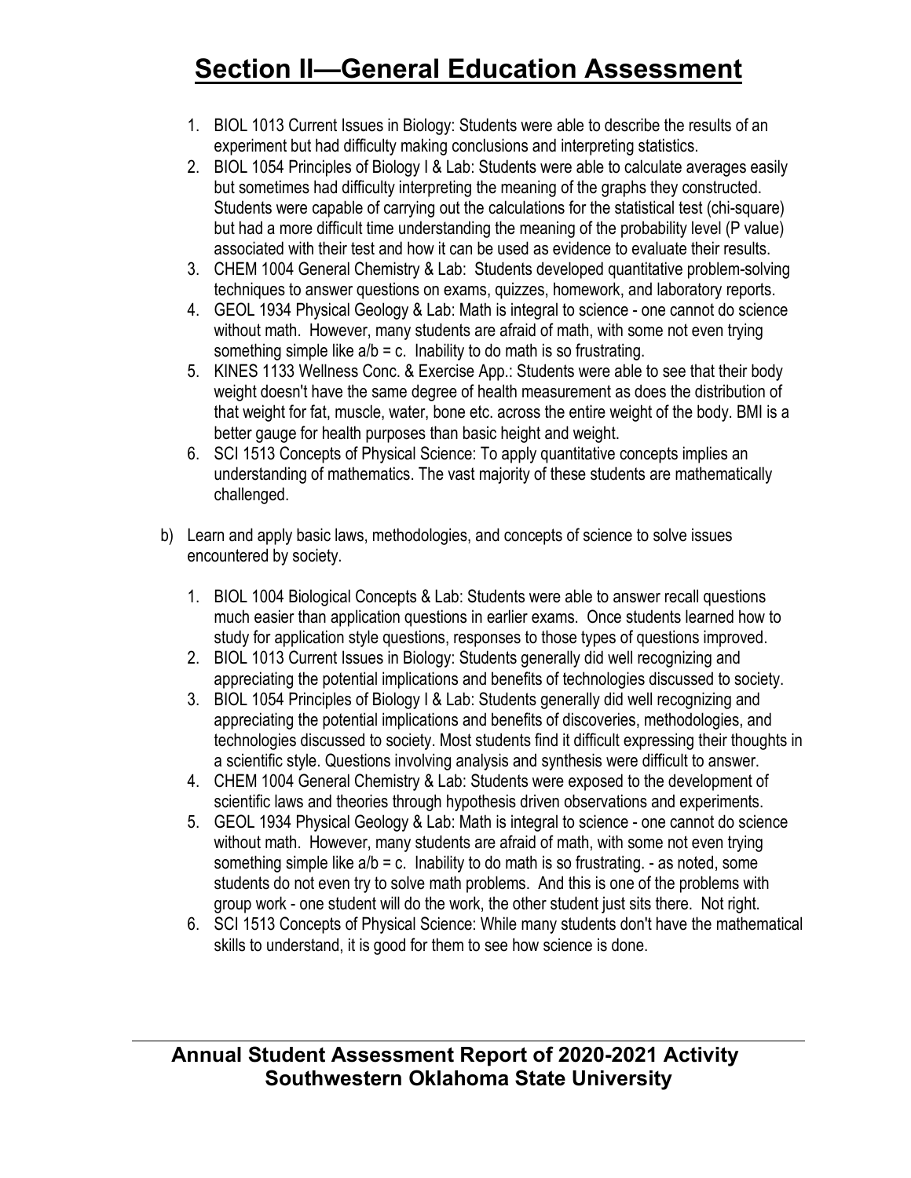# Section II—General Education Assessment

1. BIOL 1013 Current Issues in Biology: Students were able to describe the results of an experiment but had difficulty making conclusions and interpreting statistics.
2. BIOL 1054 Principles of Biology I & Lab: Students were able to calculate averages easily but sometimes had difficulty interpreting the meaning of the graphs they constructed. Students were capable of carrying out the calculations for the statistical test (chi-square) but had a more difficult time understanding the meaning of the probability level (P value) associated with their test and how it can be used as evidence to evaluate their results.
3. CHEM 1004 General Chemistry & Lab: Students developed quantitative problem-solving techniques to answer questions on exams, quizzes, homework, and laboratory reports.
4. GEOL 1934 Physical Geology & Lab: Math is integral to science - one cannot do science without math. However, many students are afraid of math, with some not even trying something simple like $a/b = c$. Inability to do math is so frustrating.
5. KINES 1133 Wellness Conc. & Exercise App.: Students were able to see that their body weight doesn't have the same degree of health measurement as does the distribution of that weight for fat, muscle, water, bone etc. across the entire weight of the body. BMI is a better gauge for health purposes than basic height and weight.
6. SCI 1513 Concepts of Physical Science: To apply quantitative concepts implies an understanding of mathematics. The vast majority of these students are mathematically challenged.

b) Learn and apply basic laws, methodologies, and concepts of science to solve issues encountered by society.

1. BIOL 1004 Biological Concepts & Lab: Students were able to answer recall questions much easier than application questions in earlier exams. Once students learned how to study for application style questions, responses to those types of questions improved.
2. BIOL 1013 Current Issues in Biology: Students generally did well recognizing and appreciating the potential implications and benefits of technologies discussed to society.
3. BIOL 1054 Principles of Biology I & Lab: Students generally did well recognizing and appreciating the potential implications and benefits of discoveries, methodologies, and technologies discussed to society. Most students find it difficult expressing their thoughts in a scientific style. Questions involving analysis and synthesis were difficult to answer.
4. CHEM 1004 General Chemistry & Lab: Students were exposed to the development of scientific laws and theories through hypothesis driven observations and experiments.
5. GEOL 1934 Physical Geology & Lab: Math is integral to science - one cannot do science without math. However, many students are afraid of math, with some not even trying something simple like $a/b = c$. Inability to do math is so frustrating. - as noted, some students do not even try to solve math problems. And this is one of the problems with group work - one student will do the work, the other student just sits there. Not right.
6. SCI 1513 Concepts of Physical Science: While many students don't have the mathematical skills to understand, it is good for them to see how science is done.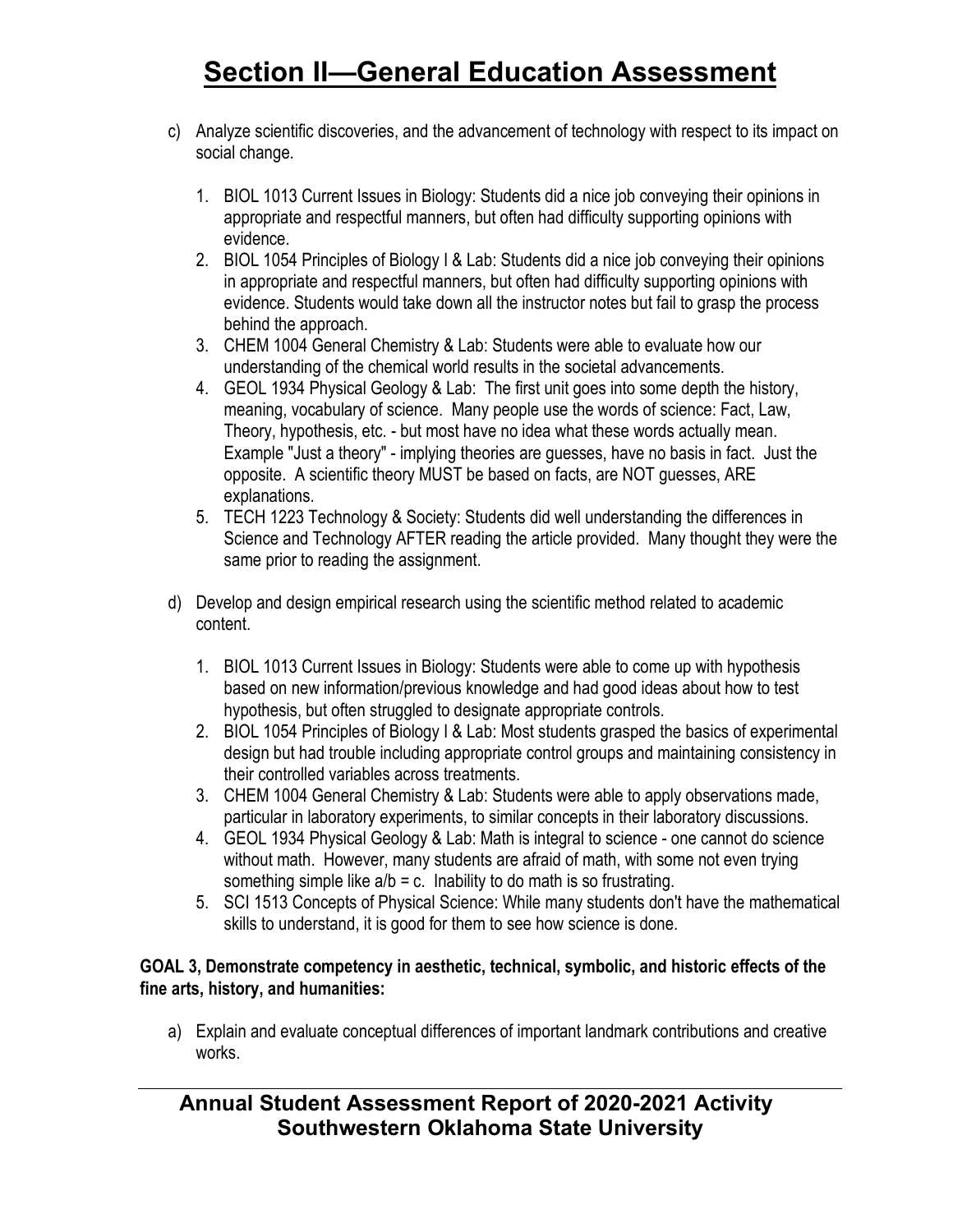# Section II—General Education Assessment

c) Analyze scientific discoveries, and the advancement of technology with respect to its impact on social change.

1. BIOL 1013 Current Issues in Biology: Students did a nice job conveying their opinions in appropriate and respectful manners, but often had difficulty supporting opinions with evidence.
2. BIOL 1054 Principles of Biology I & Lab: Students did a nice job conveying their opinions in appropriate and respectful manners, but often had difficulty supporting opinions with evidence. Students would take down all the instructor notes but fail to grasp the process behind the approach.
3. CHEM 1004 General Chemistry & Lab: Students were able to evaluate how our understanding of the chemical world results in the societal advancements.
4. GEOL 1934 Physical Geology & Lab: The first unit goes into some depth the history, meaning, vocabulary of science. Many people use the words of science: Fact, Law, Theory, hypothesis, etc. - but most have no idea what these words actually mean. Example "Just a theory" - implying theories are guesses, have no basis in fact. Just the opposite. A scientific theory MUST be based on facts, are NOT guesses, ARE explanations.
5. TECH 1223 Technology & Society: Students did well understanding the differences in Science and Technology AFTER reading the article provided. Many thought they were the same prior to reading the assignment.

d) Develop and design empirical research using the scientific method related to academic content.

1. BIOL 1013 Current Issues in Biology: Students were able to come up with hypothesis based on new information/previous knowledge and had good ideas about how to test hypothesis, but often struggled to designate appropriate controls.
2. BIOL 1054 Principles of Biology I & Lab: Most students grasped the basics of experimental design but had trouble including appropriate control groups and maintaining consistency in their controlled variables across treatments.
3. CHEM 1004 General Chemistry & Lab: Students were able to apply observations made, particular in laboratory experiments, to similar concepts in their laboratory discussions.
4. GEOL 1934 Physical Geology & Lab: Math is integral to science - one cannot do science without math. However, many students are afraid of math, with some not even trying something simple like $a/b = c$. Inability to do math is so frustrating.
5. SCI 1513 Concepts of Physical Science: While many students don't have the mathematical skills to understand, it is good for them to see how science is done.

**GOAL 3, Demonstrate competency in aesthetic, technical, symbolic, and historic effects of the fine arts, history, and humanities:**

a) Explain and evaluate conceptual differences of important landmark contributions and creative works.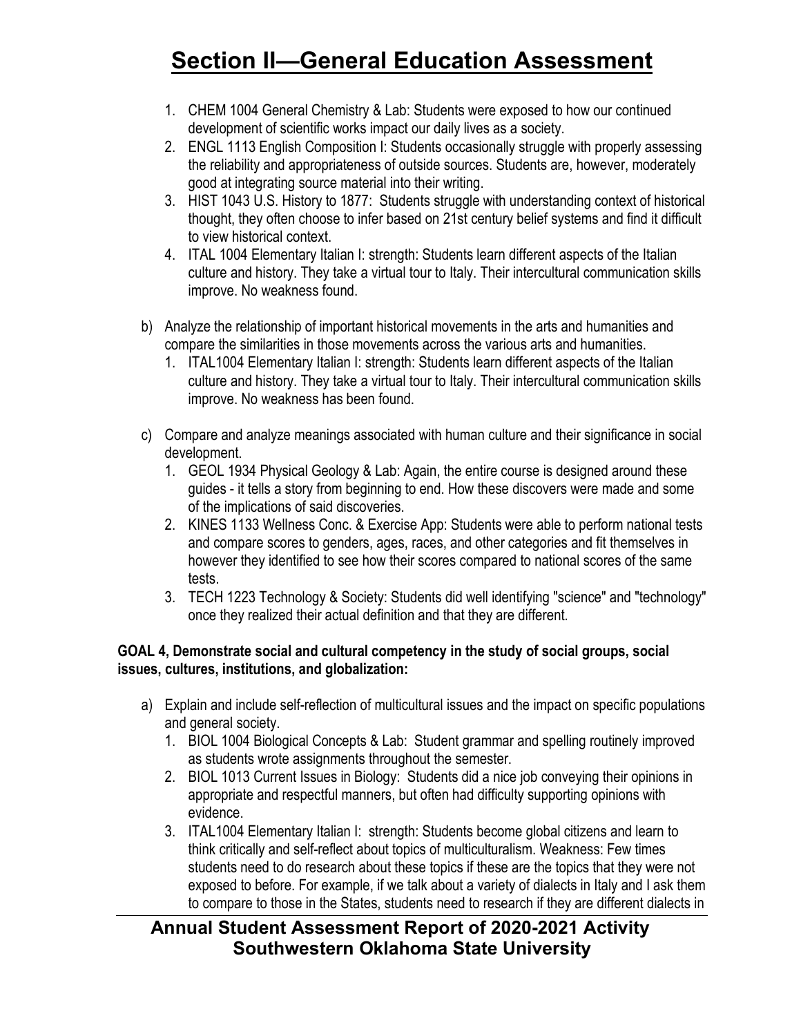# Section II—General Education Assessment

1. CHEM 1004 General Chemistry & Lab: Students were exposed to how our continued development of scientific works impact our daily lives as a society.
2. ENGL 1113 English Composition I: Students occasionally struggle with properly assessing the reliability and appropriateness of outside sources. Students are, however, moderately good at integrating source material into their writing.
3. HIST 1043 U.S. History to 1877: Students struggle with understanding context of historical thought, they often choose to infer based on 21st century belief systems and find it difficult to view historical context.
4. ITAL 1004 Elementary Italian I: strength: Students learn different aspects of the Italian culture and history. They take a virtual tour to Italy. Their intercultural communication skills improve. No weakness found.

b) Analyze the relationship of important historical movements in the arts and humanities and compare the similarities in those movements across the various arts and humanities.
   1. ITAL1004 Elementary Italian I: strength: Students learn different aspects of the Italian culture and history. They take a virtual tour to Italy. Their intercultural communication skills improve. No weakness has been found.

c) Compare and analyze meanings associated with human culture and their significance in social development.
   1. GEOL 1934 Physical Geology & Lab: Again, the entire course is designed around these guides - it tells a story from beginning to end. How these discovers were made and some of the implications of said discoveries.
   2. KINES 1133 Wellness Conc. & Exercise App: Students were able to perform national tests and compare scores to genders, ages, races, and other categories and fit themselves in however they identified to see how their scores compared to national scores of the same tests.
   3. TECH 1223 Technology & Society: Students did well identifying "science" and "technology" once they realized their actual definition and that they are different.

**GOAL 4, Demonstrate social and cultural competency in the study of social groups, social issues, cultures, institutions, and globalization:**

a) Explain and include self-reflection of multicultural issues and the impact on specific populations and general society.
   1. BIOL 1004 Biological Concepts & Lab: Student grammar and spelling routinely improved as students wrote assignments throughout the semester.
   2. BIOL 1013 Current Issues in Biology: Students did a nice job conveying their opinions in appropriate and respectful manners, but often had difficulty supporting opinions with evidence.
   3. ITAL1004 Elementary Italian I: strength: Students become global citizens and learn to think critically and self-reflect about topics of multiculturalism. Weakness: Few times students need to do research about these topics if these are the topics that they were not exposed to before. For example, if we talk about a variety of dialects in Italy and I ask them to compare to those in the States, students need to research if they are different dialects in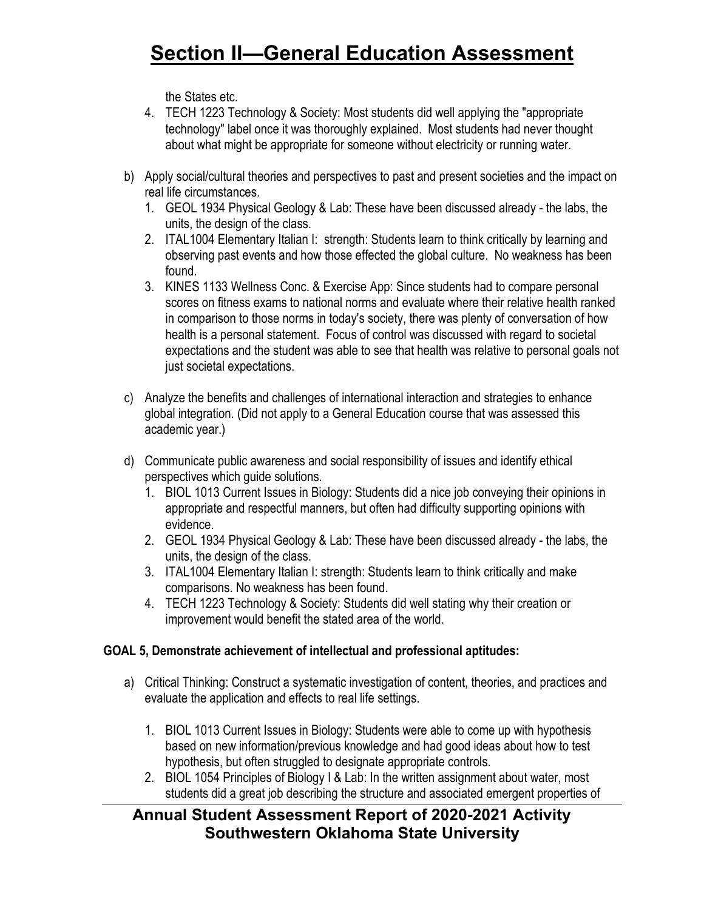the States etc.

4. TECH 1223 Technology & Society: Most students did well applying the "appropriate technology" label once it was thoroughly explained. Most students had never thought about what might be appropriate for someone without electricity or running water.

b) Apply social/cultural theories and perspectives to past and present societies and the impact on real life circumstances.
   1. GEOL 1934 Physical Geology & Lab: These have been discussed already - the labs, the units, the design of the class.
   2. ITAL1004 Elementary Italian I: strength: Students learn to think critically by learning and observing past events and how those effected the global culture. No weakness has been found.
   3. KINES 1133 Wellness Conc. & Exercise App: Since students had to compare personal scores on fitness exams to national norms and evaluate where their relative health ranked in comparison to those norms in today's society, there was plenty of conversation of how health is a personal statement. Focus of control was discussed with regard to societal expectations and the student was able to see that health was relative to personal goals not just societal expectations.

c) Analyze the benefits and challenges of international interaction and strategies to enhance global integration. (Did not apply to a General Education course that was assessed this academic year.)

d) Communicate public awareness and social responsibility of issues and identify ethical perspectives which guide solutions.
   1. BIOL 1013 Current Issues in Biology: Students did a nice job conveying their opinions in appropriate and respectful manners, but often had difficulty supporting opinions with evidence.
   2. GEOL 1934 Physical Geology & Lab: These have been discussed already - the labs, the units, the design of the class.
   3. ITAL1004 Elementary Italian I: strength: Students learn to think critically and make comparisons. No weakness has been found.
   4. TECH 1223 Technology & Society: Students did well stating why their creation or improvement would benefit the stated area of the world.

**GOAL 5, Demonstrate achievement of intellectual and professional aptitudes:**

a) Critical Thinking: Construct a systematic investigation of content, theories, and practices and evaluate the application and effects to real life settings.

   1. BIOL 1013 Current Issues in Biology: Students were able to come up with hypothesis based on new information/previous knowledge and had good ideas about how to test hypothesis, but often struggled to designate appropriate controls.
   2. BIOL 1054 Principles of Biology I & Lab: In the written assignment about water, most students did a great job describing the structure and associated emergent properties of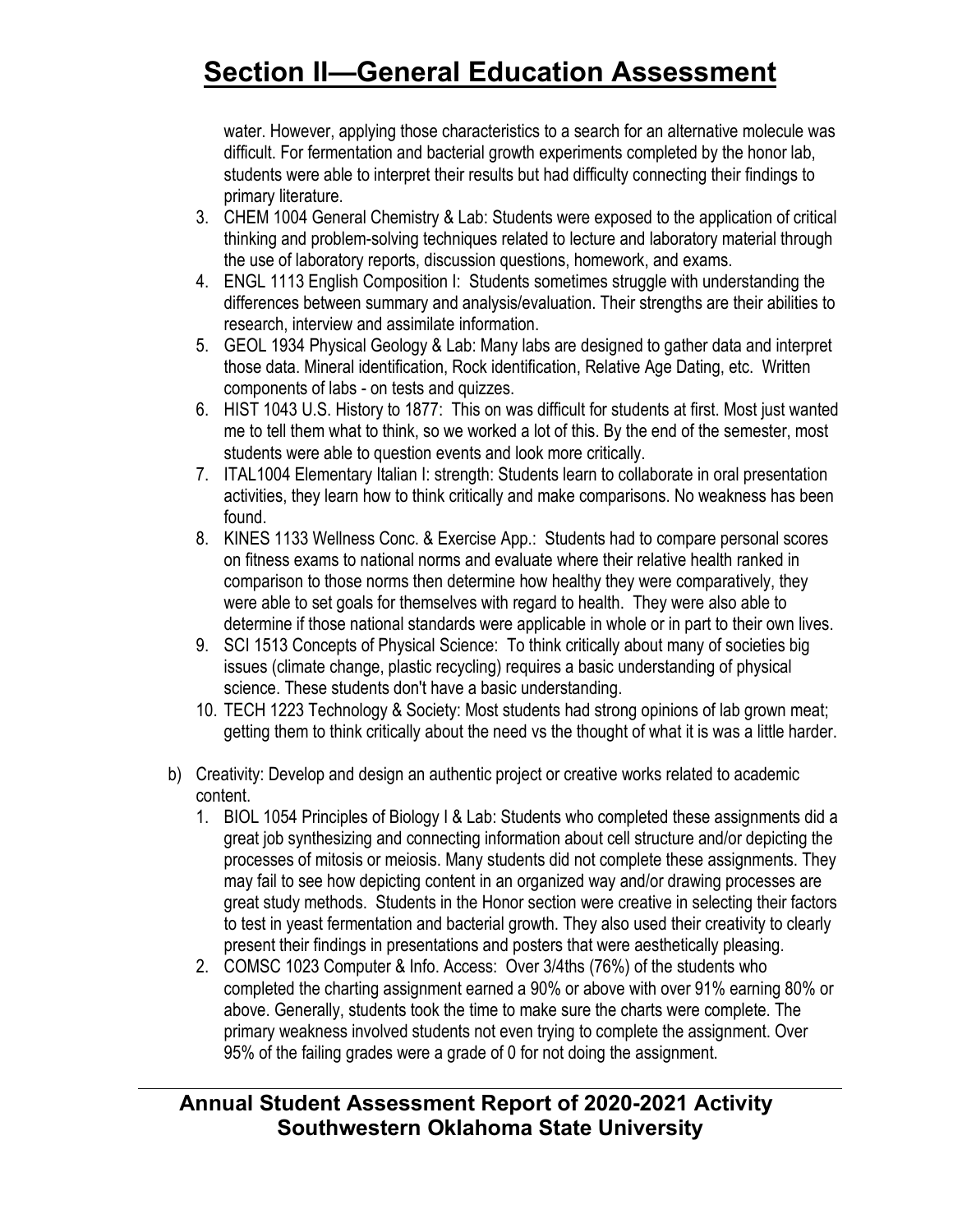water. However, applying those characteristics to a search for an alternative molecule was difficult. For fermentation and bacterial growth experiments completed by the honor lab, students were able to interpret their results but had difficulty connecting their findings to primary literature.

3. CHEM 1004 General Chemistry & Lab: Students were exposed to the application of critical thinking and problem-solving techniques related to lecture and laboratory material through the use of laboratory reports, discussion questions, homework, and exams.
4. ENGL 1113 English Composition I: Students sometimes struggle with understanding the differences between summary and analysis/evaluation. Their strengths are their abilities to research, interview and assimilate information.
5. GEOL 1934 Physical Geology & Lab: Many labs are designed to gather data and interpret those data. Mineral identification, Rock identification, Relative Age Dating, etc. Written components of labs - on tests and quizzes.
6. HIST 1043 U.S. History to 1877: This on was difficult for students at first. Most just wanted me to tell them what to think, so we worked a lot of this. By the end of the semester, most students were able to question events and look more critically.
7. ITAL1004 Elementary Italian I: strength: Students learn to collaborate in oral presentation activities, they learn how to think critically and make comparisons. No weakness has been found.
8. KINES 1133 Wellness Conc. & Exercise App.: Students had to compare personal scores on fitness exams to national norms and evaluate where their relative health ranked in comparison to those norms then determine how healthy they were comparatively, they were able to set goals for themselves with regard to health. They were also able to determine if those national standards were applicable in whole or in part to their own lives.
9. SCI 1513 Concepts of Physical Science: To think critically about many of societies big issues (climate change, plastic recycling) requires a basic understanding of physical science. These students don't have a basic understanding.
10. TECH 1223 Technology & Society: Most students had strong opinions of lab grown meat; getting them to think critically about the need vs the thought of what it is was a little harder.

b) Creativity: Develop and design an authentic project or creative works related to academic content.

1. BIOL 1054 Principles of Biology I & Lab: Students who completed these assignments did a great job synthesizing and connecting information about cell structure and/or depicting the processes of mitosis or meiosis. Many students did not complete these assignments. They may fail to see how depicting content in an organized way and/or drawing processes are great study methods. Students in the Honor section were creative in selecting their factors to test in yeast fermentation and bacterial growth. They also used their creativity to clearly present their findings in presentations and posters that were aesthetically pleasing.
2. COMSC 1023 Computer & Info. Access: Over 3/4ths (76%) of the students who completed the charting assignment earned a 90% or above with over 91% earning 80% or above. Generally, students took the time to make sure the charts were complete. The primary weakness involved students not even trying to complete the assignment. Over 95% of the failing grades were a grade of 0 for not doing the assignment.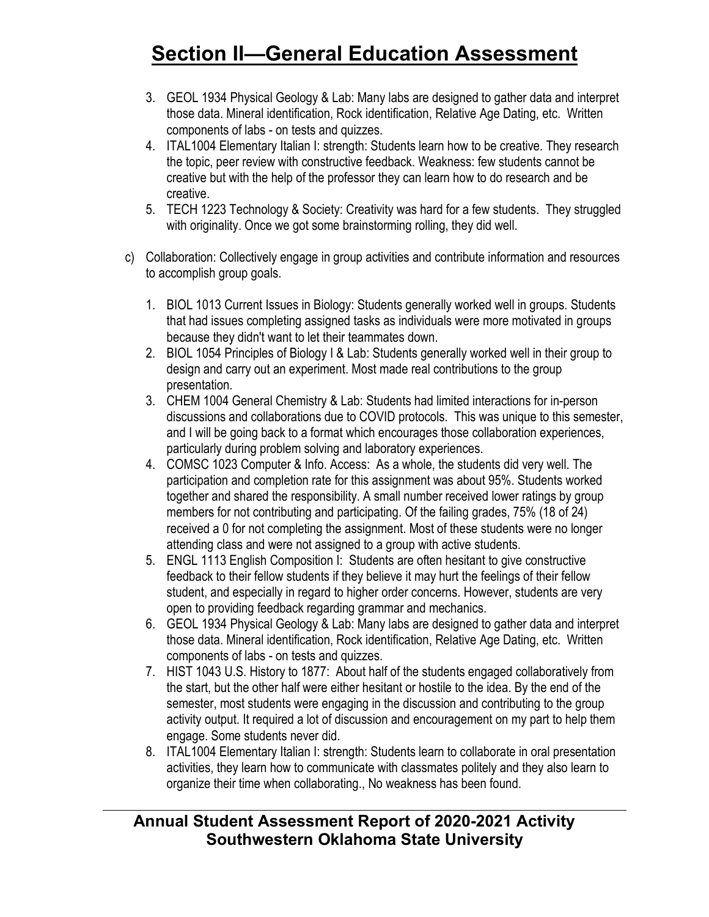3. GEOL 1934 Physical Geology & Lab: Many labs are designed to gather data and interpret those data. Mineral identification, Rock identification, Relative Age Dating, etc. Written components of labs - on tests and quizzes.
4. ITAL1004 Elementary Italian I: strength: Students learn how to be creative. They research the topic, peer review with constructive feedback. Weakness: few students cannot be creative but with the help of the professor they can learn how to do research and be creative.
5. TECH 1223 Technology & Society: Creativity was hard for a few students. They struggled with originality. Once we got some brainstorming rolling, they did well.

c) Collaboration: Collectively engage in group activities and contribute information and resources to accomplish group goals.

1. BIOL 1013 Current Issues in Biology: Students generally worked well in groups. Students that had issues completing assigned tasks as individuals were more motivated in groups because they didn't want to let their teammates down.
2. BIOL 1054 Principles of Biology I & Lab: Students generally worked well in their group to design and carry out an experiment. Most made real contributions to the group presentation.
3. CHEM 1004 General Chemistry & Lab: Students had limited interactions for in-person discussions and collaborations due to COVID protocols. This was unique to this semester, and I will be going back to a format which encourages those collaboration experiences, particularly during problem solving and laboratory experiences.
4. COMSC 1023 Computer & Info. Access: As a whole, the students did very well. The participation and completion rate for this assignment was about 95%. Students worked together and shared the responsibility. A small number received lower ratings by group members for not contributing and participating. Of the failing grades, 75% (18 of 24) received a 0 for not completing the assignment. Most of these students were no longer attending class and were not assigned to a group with active students.
5. ENGL 1113 English Composition I: Students are often hesitant to give constructive feedback to their fellow students if they believe it may hurt the feelings of their fellow student, and especially in regard to higher order concerns. However, students are very open to providing feedback regarding grammar and mechanics.
6. GEOL 1934 Physical Geology & Lab: Many labs are designed to gather data and interpret those data. Mineral identification, Rock identification, Relative Age Dating, etc. Written components of labs - on tests and quizzes.
7. HIST 1043 U.S. History to 1877: About half of the students engaged collaboratively from the start, but the other half were either hesitant or hostile to the idea. By the end of the semester, most students were engaging in the discussion and contributing to the group activity output. It required a lot of discussion and encouragement on my part to help them engage. Some students never did.
8. ITAL1004 Elementary Italian I: strength: Students learn to collaborate in oral presentation activities, they learn how to communicate with classmates politely and they also learn to organize their time when collaborating., No weakness has been found.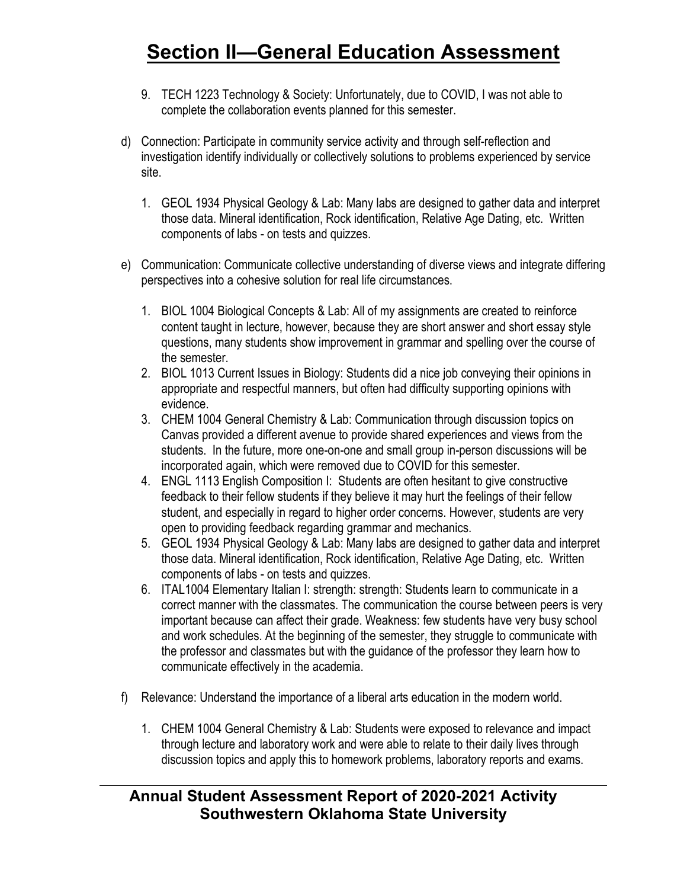# Section II—General Education Assessment

9. TECH 1223 Technology & Society: Unfortunately, due to COVID, I was not able to complete the collaboration events planned for this semester.

d) Connection: Participate in community service activity and through self-reflection and investigation identify individually or collectively solutions to problems experienced by service site.

   1. GEOL 1934 Physical Geology & Lab: Many labs are designed to gather data and interpret those data. Mineral identification, Rock identification, Relative Age Dating, etc. Written components of labs - on tests and quizzes.

e) Communication: Communicate collective understanding of diverse views and integrate differing perspectives into a cohesive solution for real life circumstances.

   1. BIOL 1004 Biological Concepts & Lab: All of my assignments are created to reinforce content taught in lecture, however, because they are short answer and short essay style questions, many students show improvement in grammar and spelling over the course of the semester.
   2. BIOL 1013 Current Issues in Biology: Students did a nice job conveying their opinions in appropriate and respectful manners, but often had difficulty supporting opinions with evidence.
   3. CHEM 1004 General Chemistry & Lab: Communication through discussion topics on Canvas provided a different avenue to provide shared experiences and views from the students. In the future, more one-on-one and small group in-person discussions will be incorporated again, which were removed due to COVID for this semester.
   4. ENGL 1113 English Composition I: Students are often hesitant to give constructive feedback to their fellow students if they believe it may hurt the feelings of their fellow student, and especially in regard to higher order concerns. However, students are very open to providing feedback regarding grammar and mechanics.
   5. GEOL 1934 Physical Geology & Lab: Many labs are designed to gather data and interpret those data. Mineral identification, Rock identification, Relative Age Dating, etc. Written components of labs - on tests and quizzes.
   6. ITAL1004 Elementary Italian I: strength: strength: Students learn to communicate in a correct manner with the classmates. The communication the course between peers is very important because can affect their grade. Weakness: few students have very busy school and work schedules. At the beginning of the semester, they struggle to communicate with the professor and classmates but with the guidance of the professor they learn how to communicate effectively in the academia.

f) Relevance: Understand the importance of a liberal arts education in the modern world.

   1. CHEM 1004 General Chemistry & Lab: Students were exposed to relevance and impact through lecture and laboratory work and were able to relate to their daily lives through discussion topics and apply this to homework problems, laboratory reports and exams.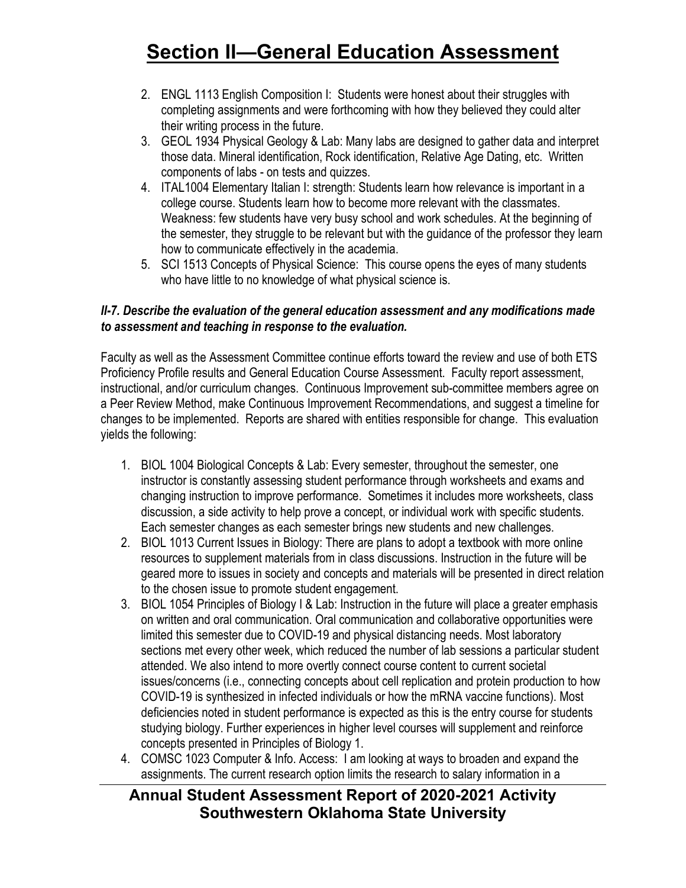2. ENGL 1113 English Composition I: Students were honest about their struggles with completing assignments and were forthcoming with how they believed they could alter their writing process in the future.
3. GEOL 1934 Physical Geology & Lab: Many labs are designed to gather data and interpret those data. Mineral identification, Rock identification, Relative Age Dating, etc. Written components of labs - on tests and quizzes.
4. ITAL1004 Elementary Italian I: strength: Students learn how relevance is important in a college course. Students learn how to become more relevant with the classmates. Weakness: few students have very busy school and work schedules. At the beginning of the semester, they struggle to be relevant but with the guidance of the professor they learn how to communicate effectively in the academia.
5. SCI 1513 Concepts of Physical Science: This course opens the eyes of many students who have little to no knowledge of what physical science is.

***II-7. Describe the evaluation of the general education assessment and any modifications made to assessment and teaching in response to the evaluation.***

Faculty as well as the Assessment Committee continue efforts toward the review and use of both ETS Proficiency Profile results and General Education Course Assessment. Faculty report assessment, instructional, and/or curriculum changes. Continuous Improvement sub-committee members agree on a Peer Review Method, make Continuous Improvement Recommendations, and suggest a timeline for changes to be implemented. Reports are shared with entities responsible for change. This evaluation yields the following:

1. BIOL 1004 Biological Concepts & Lab: Every semester, throughout the semester, one instructor is constantly assessing student performance through worksheets and exams and changing instruction to improve performance. Sometimes it includes more worksheets, class discussion, a side activity to help prove a concept, or individual work with specific students. Each semester changes as each semester brings new students and new challenges.
2. BIOL 1013 Current Issues in Biology: There are plans to adopt a textbook with more online resources to supplement materials from in class discussions. Instruction in the future will be geared more to issues in society and concepts and materials will be presented in direct relation to the chosen issue to promote student engagement.
3. BIOL 1054 Principles of Biology I & Lab: Instruction in the future will place a greater emphasis on written and oral communication. Oral communication and collaborative opportunities were limited this semester due to COVID-19 and physical distancing needs. Most laboratory sections met every other week, which reduced the number of lab sessions a particular student attended. We also intend to more overtly connect course content to current societal issues/concerns (i.e., connecting concepts about cell replication and protein production to how COVID-19 is synthesized in infected individuals or how the mRNA vaccine functions). Most deficiencies noted in student performance is expected as this is the entry course for students studying biology. Further experiences in higher level courses will supplement and reinforce concepts presented in Principles of Biology 1.
4. COMSC 1023 Computer & Info. Access: I am looking at ways to broaden and expand the assignments. The current research option limits the research to salary information in a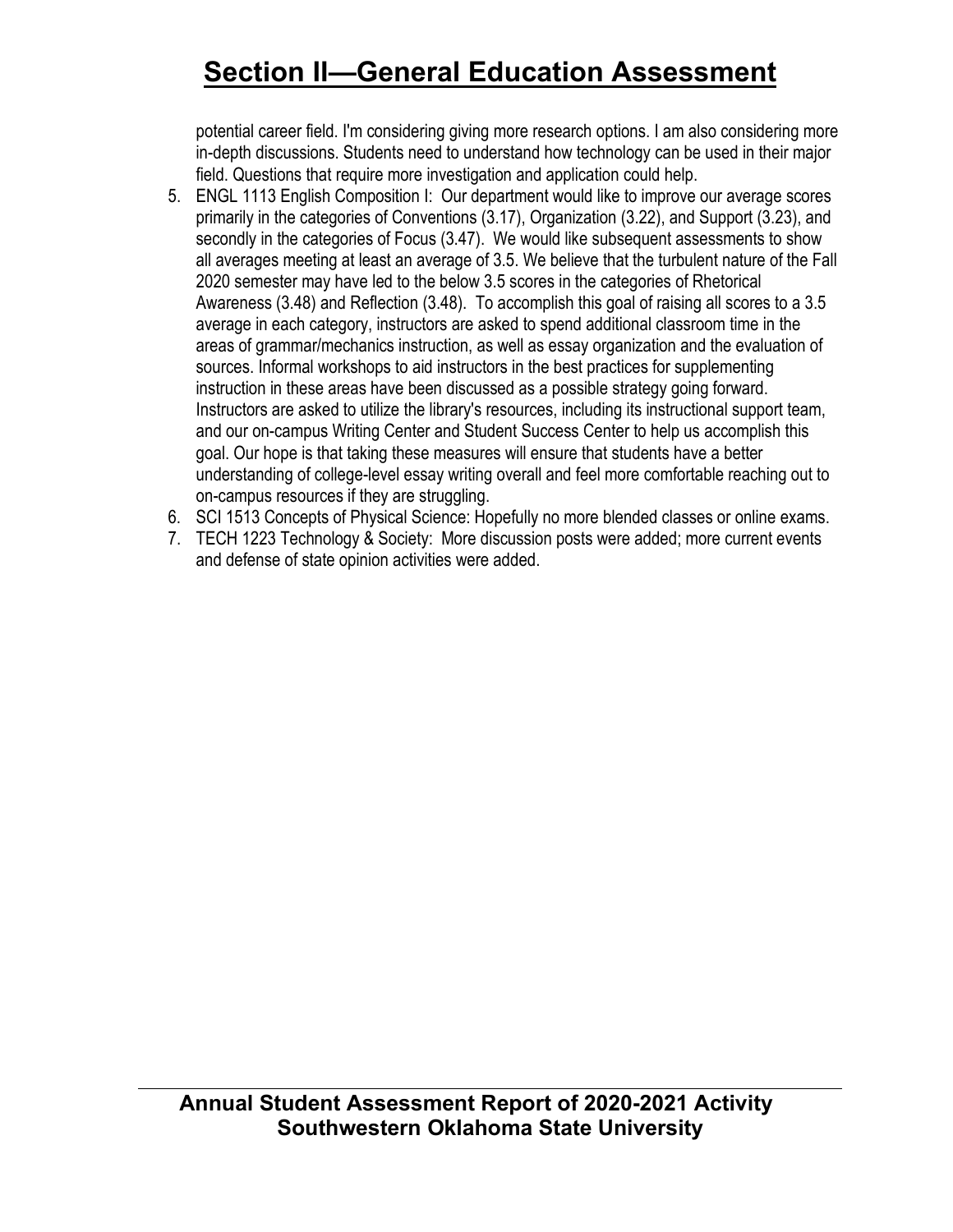potential career field. I'm considering giving more research options. I am also considering more in-depth discussions. Students need to understand how technology can be used in their major field. Questions that require more investigation and application could help.

5. ENGL 1113 English Composition I: Our department would like to improve our average scores primarily in the categories of Conventions (3.17), Organization (3.22), and Support (3.23), and secondly in the categories of Focus (3.47). We would like subsequent assessments to show all averages meeting at least an average of 3.5. We believe that the turbulent nature of the Fall 2020 semester may have led to the below 3.5 scores in the categories of Rhetorical Awareness (3.48) and Reflection (3.48). To accomplish this goal of raising all scores to a 3.5 average in each category, instructors are asked to spend additional classroom time in the areas of grammar/mechanics instruction, as well as essay organization and the evaluation of sources. Informal workshops to aid instructors in the best practices for supplementing instruction in these areas have been discussed as a possible strategy going forward. Instructors are asked to utilize the library's resources, including its instructional support team, and our on-campus Writing Center and Student Success Center to help us accomplish this goal. Our hope is that taking these measures will ensure that students have a better understanding of college-level essay writing overall and feel more comfortable reaching out to on-campus resources if they are struggling.
6. SCI 1513 Concepts of Physical Science: Hopefully no more blended classes or online exams.
7. TECH 1223 Technology & Society: More discussion posts were added; more current events and defense of state opinion activities were added.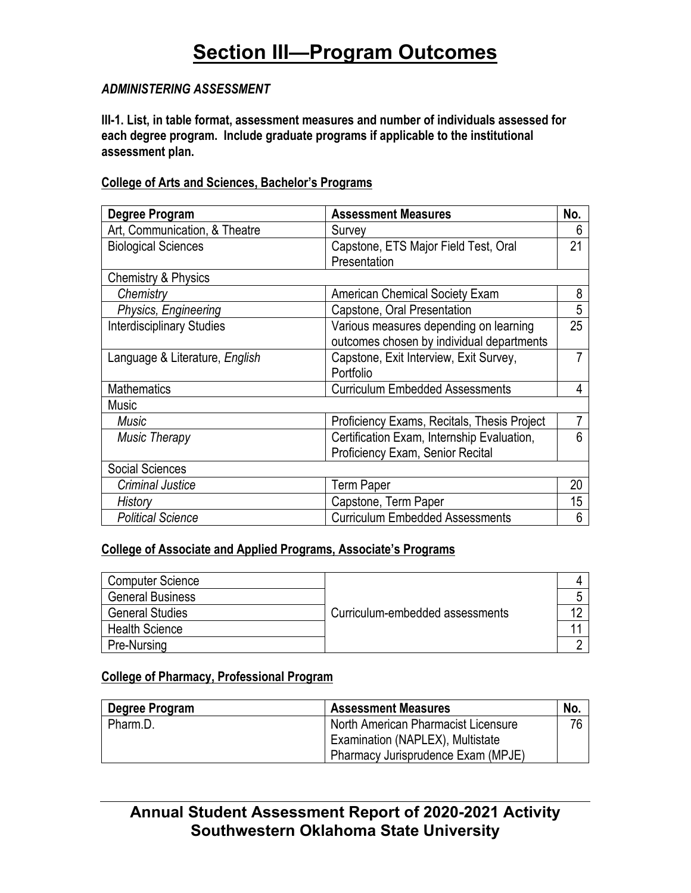# Section III—Program Outcomes

***ADMINISTERING ASSESSMENT***

**III-1. List, in table format, assessment measures and number of individuals assessed for each degree program. Include graduate programs if applicable to the institutional assessment plan.**

**College of Arts and Sciences, Bachelor's Programs**

| Degree Program | Assessment Measures | No. |
|---|---|---|
| Art, Communication, & Theatre | Survey | 6 |
| Biological Sciences | Capstone, ETS Major Field Test, Oral Presentation | 21 |
| Chemistry & Physics | | |
| *Chemistry* | American Chemical Society Exam | 8 |
| *Physics, Engineering* | Capstone, Oral Presentation | 5 |
| Interdisciplinary Studies | Various measures depending on learning outcomes chosen by individual departments | 25 |
| Language & Literature, *English* | Capstone, Exit Interview, Exit Survey, Portfolio | 7 |
| Mathematics | Curriculum Embedded Assessments | 4 |
| Music | | |
| *Music* | Proficiency Exams, Recitals, Thesis Project | 7 |
| *Music Therapy* | Certification Exam, Internship Evaluation, Proficiency Exam, Senior Recital | 6 |
| Social Sciences | | |
| *Criminal Justice* | Term Paper | 20 |
| *History* | Capstone, Term Paper | 15 |
| *Political Science* | Curriculum Embedded Assessments | 6 |

**College of Associate and Applied Programs, Associate's Programs**

| Degree Program | Assessment Measures | No. |
|---|---|---|
| Computer Science | Curriculum-embedded assessments | 4 |
| General Business | | 5 |
| General Studies | | 12 |
| Health Science | | 11 |
| Pre-Nursing | | 2 |

**College of Pharmacy, Professional Program**

| Degree Program | Assessment Measures | No. |
|---|---|---|
| Pharm.D. | North American Pharmacist Licensure Examination (NAPLEX), Multistate Pharmacy Jurisprudence Exam (MPJE) | 76 |

## Annual Student Assessment Report of 2020-2021 Activity
## Southwestern Oklahoma State University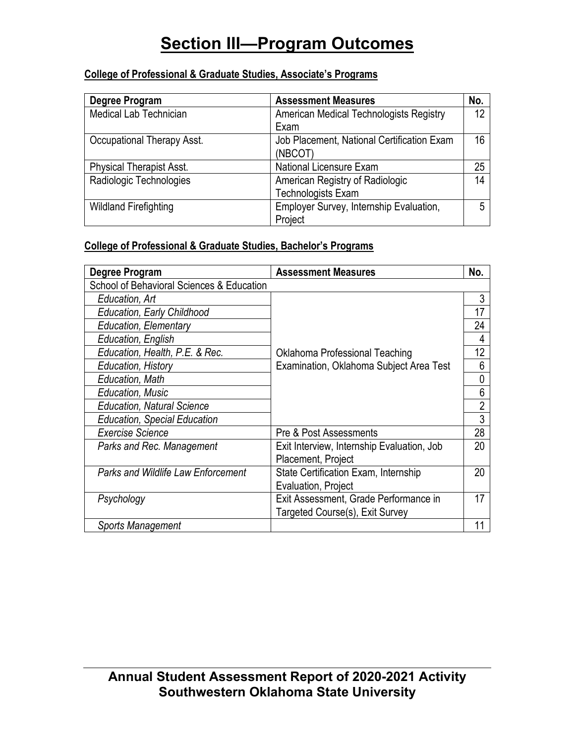# Section III—Program Outcomes

**College of Professional & Graduate Studies, Associate's Programs**

| Degree Program | Assessment Measures | No. |
|---|---|---|
| Medical Lab Technician | American Medical Technologists Registry Exam | 12 |
| Occupational Therapy Asst. | Job Placement, National Certification Exam (NBCOT) | 16 |
| Physical Therapist Asst. | National Licensure Exam | 25 |
| Radiologic Technologies | American Registry of Radiologic Technologists Exam | 14 |
| Wildland Firefighting | Employer Survey, Internship Evaluation, Project | 5 |

**College of Professional & Graduate Studies, Bachelor's Programs**

| Degree Program | Assessment Measures | No. |
|---|---|---|
| School of Behavioral Sciences & Education | | |
| *Education, Art* | Oklahoma Professional Teaching Examination, Oklahoma Subject Area Test | 3 |
| *Education, Early Childhood* | | 17 |
| *Education, Elementary* | | 24 |
| *Education, English* | | 4 |
| *Education, Health, P.E. & Rec.* | | 12 |
| *Education, History* | | 6 |
| *Education, Math* | | 0 |
| *Education, Music* | | 6 |
| *Education, Natural Science* | | 2 |
| *Education, Special Education* | | 3 |
| *Exercise Science* | Pre & Post Assessments | 28 |
| *Parks and Rec. Management* | Exit Interview, Internship Evaluation, Job Placement, Project | 20 |
| *Parks and Wildlife Law Enforcement* | State Certification Exam, Internship Evaluation, Project | 20 |
| *Psychology* | Exit Assessment, Grade Performance in Targeted Course(s), Exit Survey | 17 |
| *Sports Management* | | 11 |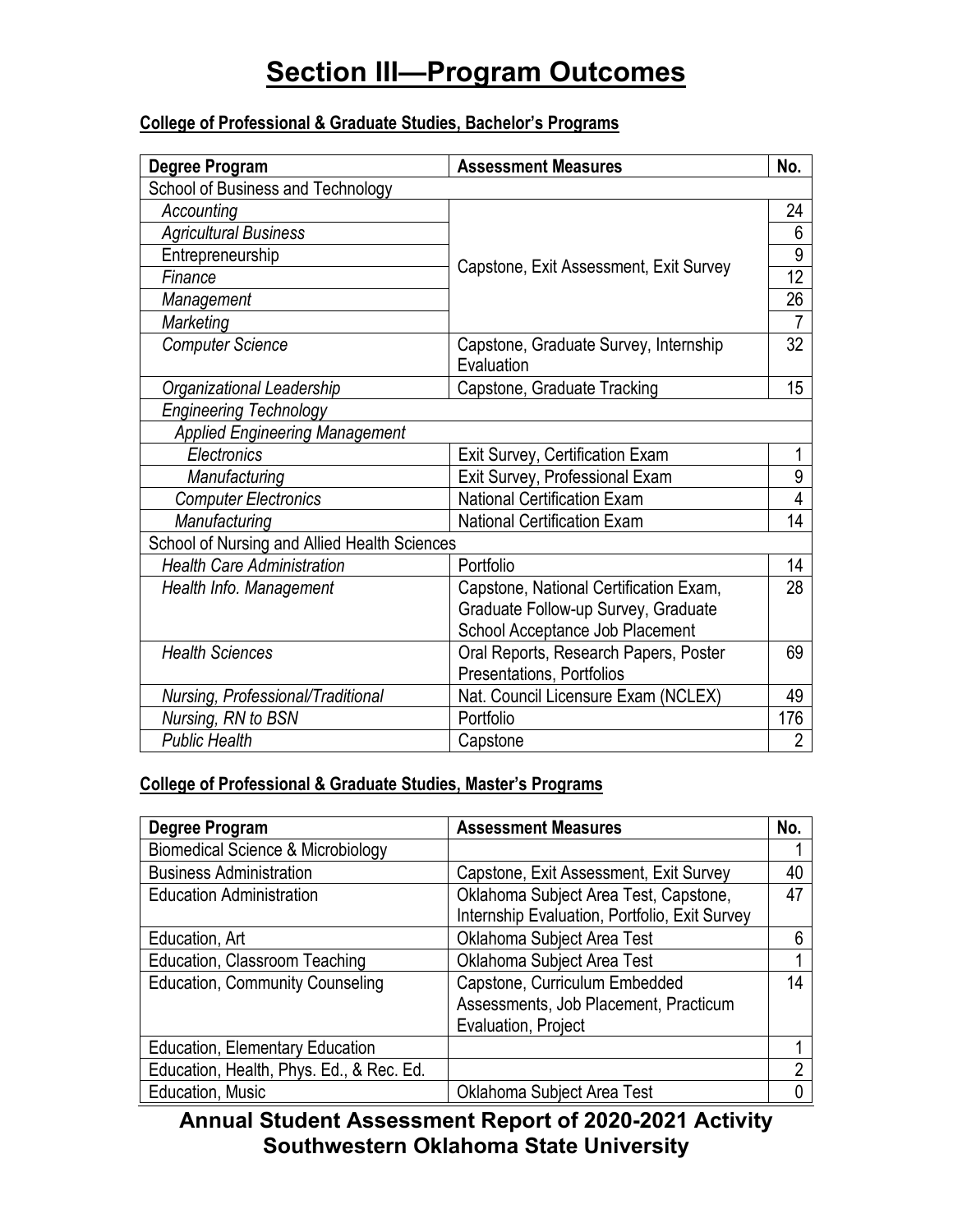# Section III—Program Outcomes

**College of Professional & Graduate Studies, Bachelor's Programs**

| Degree Program | Assessment Measures | No. |
|---|---|---|
| School of Business and Technology | | |
| *Accounting* | Capstone, Exit Assessment, Exit Survey | 24 |
| *Agricultural Business* | Capstone, Exit Assessment, Exit Survey | 6 |
| Entrepreneurship | Capstone, Exit Assessment, Exit Survey | 9 |
| *Finance* | Capstone, Exit Assessment, Exit Survey | 12 |
| *Management* | Capstone, Exit Assessment, Exit Survey | 26 |
| *Marketing* | Capstone, Exit Assessment, Exit Survey | 7 |
| *Computer Science* | Capstone, Graduate Survey, Internship Evaluation | 32 |
| *Organizational Leadership* | Capstone, Graduate Tracking | 15 |
| *Engineering Technology* | | |
| *Applied Engineering Management* | | |
| *Electronics* | Exit Survey, Certification Exam | 1 |
| *Manufacturing* | Exit Survey, Professional Exam | 9 |
| *Computer Electronics* | National Certification Exam | 4 |
| *Manufacturing* | National Certification Exam | 14 |
| School of Nursing and Allied Health Sciences | | |
| *Health Care Administration* | Portfolio | 14 |
| *Health Info. Management* | Capstone, National Certification Exam, Graduate Follow-up Survey, Graduate School Acceptance Job Placement | 28 |
| *Health Sciences* | Oral Reports, Research Papers, Poster Presentations, Portfolios | 69 |
| *Nursing, Professional/Traditional* | Nat. Council Licensure Exam (NCLEX) | 49 |
| *Nursing, RN to BSN* | Portfolio | 176 |
| *Public Health* | Capstone | 2 |

**College of Professional & Graduate Studies, Master's Programs**

| Degree Program | Assessment Measures | No. |
|---|---|---|
| Biomedical Science & Microbiology | | 1 |
| Business Administration | Capstone, Exit Assessment, Exit Survey | 40 |
| Education Administration | Oklahoma Subject Area Test, Capstone, Internship Evaluation, Portfolio, Exit Survey | 47 |
| Education, Art | Oklahoma Subject Area Test | 6 |
| Education, Classroom Teaching | Oklahoma Subject Area Test | 1 |
| Education, Community Counseling | Capstone, Curriculum Embedded Assessments, Job Placement, Practicum Evaluation, Project | 14 |
| Education, Elementary Education | | 1 |
| Education, Health, Phys. Ed., & Rec. Ed. | | 2 |
| Education, Music | Oklahoma Subject Area Test | 0 |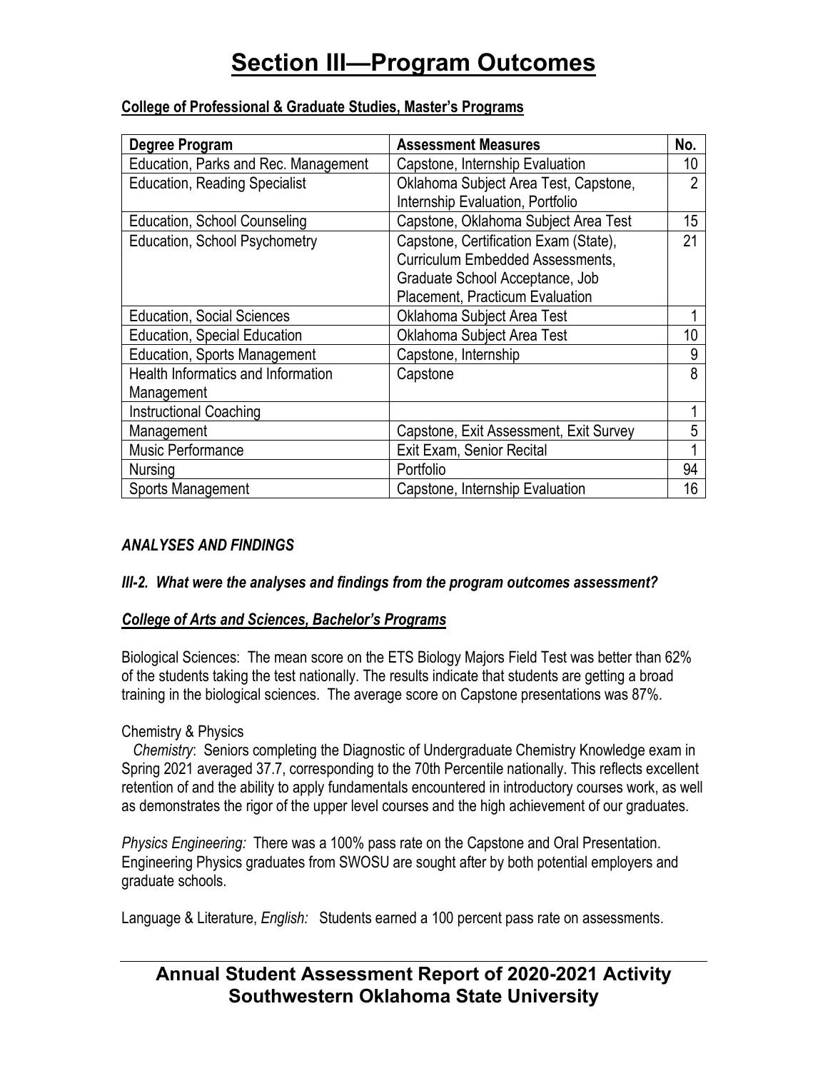# Section III—Program Outcomes

**College of Professional & Graduate Studies, Master's Programs**

| Degree Program | Assessment Measures | No. |
|---|---|---|
| Education, Parks and Rec. Management | Capstone, Internship Evaluation | 10 |
| Education, Reading Specialist | Oklahoma Subject Area Test, Capstone, Internship Evaluation, Portfolio | 2 |
| Education, School Counseling | Capstone, Oklahoma Subject Area Test | 15 |
| Education, School Psychometry | Capstone, Certification Exam (State), Curriculum Embedded Assessments, Graduate School Acceptance, Job Placement, Practicum Evaluation | 21 |
| Education, Social Sciences | Oklahoma Subject Area Test | 1 |
| Education, Special Education | Oklahoma Subject Area Test | 10 |
| Education, Sports Management | Capstone, Internship | 9 |
| Health Informatics and Information Management | Capstone | 8 |
| Instructional Coaching | | 1 |
| Management | Capstone, Exit Assessment, Exit Survey | 5 |
| Music Performance | Exit Exam, Senior Recital | 1 |
| Nursing | Portfolio | 94 |
| Sports Management | Capstone, Internship Evaluation | 16 |

***ANALYSES AND FINDINGS***

***III-2. What were the analyses and findings from the program outcomes assessment?***

***College of Arts and Sciences, Bachelor's Programs***

Biological Sciences: The mean score on the ETS Biology Majors Field Test was better than 62% of the students taking the test nationally. The results indicate that students are getting a broad training in the biological sciences. The average score on Capstone presentations was 87%.

Chemistry & Physics

*Chemistry*: Seniors completing the Diagnostic of Undergraduate Chemistry Knowledge exam in Spring 2021 averaged 37.7, corresponding to the 70th Percentile nationally. This reflects excellent retention of and the ability to apply fundamentals encountered in introductory courses work, as well as demonstrates the rigor of the upper level courses and the high achievement of our graduates.

*Physics Engineering:* There was a 100% pass rate on the Capstone and Oral Presentation. Engineering Physics graduates from SWOSU are sought after by both potential employers and graduate schools.

Language & Literature, *English:* Students earned a 100 percent pass rate on assessments.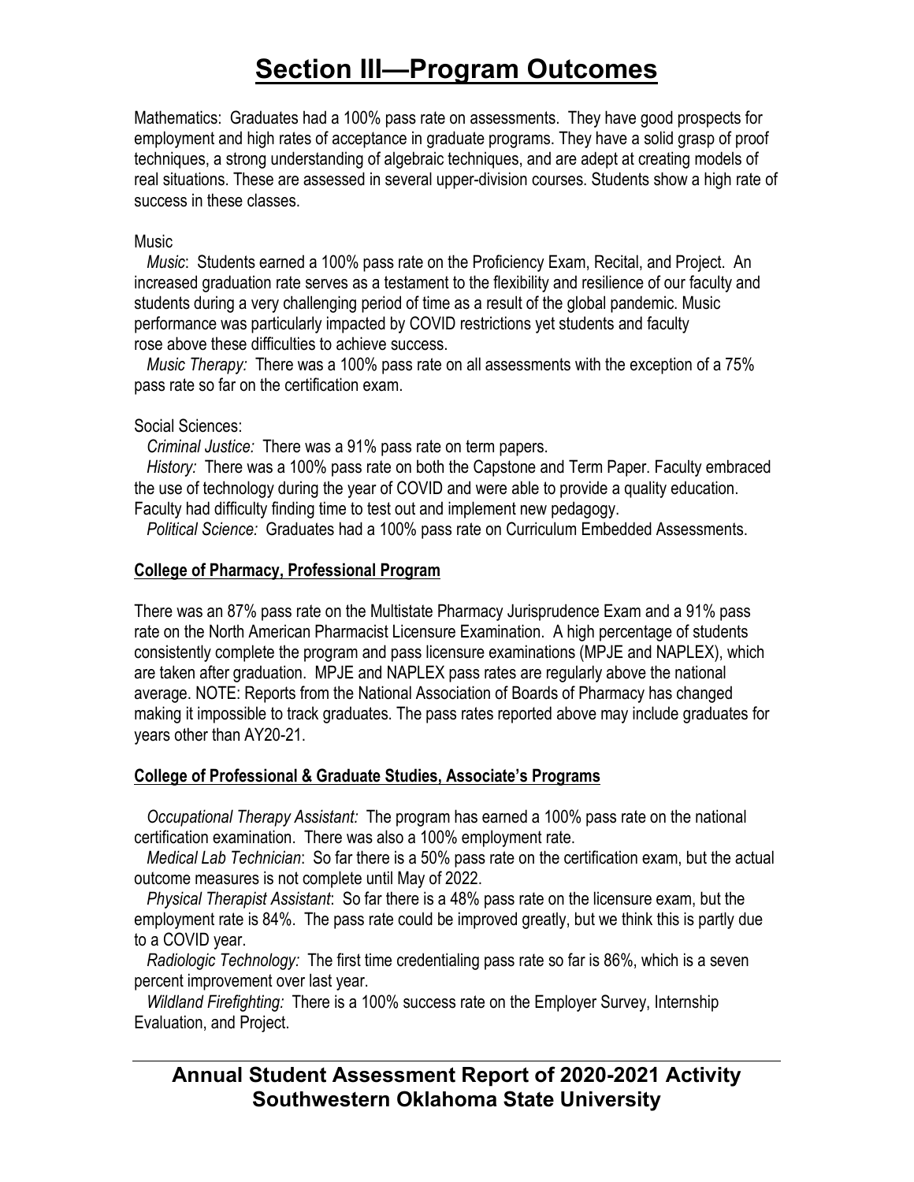# Section III—Program Outcomes

Mathematics: Graduates had a 100% pass rate on assessments. They have good prospects for employment and high rates of acceptance in graduate programs. They have a solid grasp of proof techniques, a strong understanding of algebraic techniques, and are adept at creating models of real situations. These are assessed in several upper-division courses. Students show a high rate of success in these classes.

Music

*Music*: Students earned a 100% pass rate on the Proficiency Exam, Recital, and Project. An increased graduation rate serves as a testament to the flexibility and resilience of our faculty and students during a very challenging period of time as a result of the global pandemic. Music performance was particularly impacted by COVID restrictions yet students and faculty rose above these difficulties to achieve success.

*Music Therapy:* There was a 100% pass rate on all assessments with the exception of a 75% pass rate so far on the certification exam.

Social Sciences:

*Criminal Justice:* There was a 91% pass rate on term papers.

*History:* There was a 100% pass rate on both the Capstone and Term Paper. Faculty embraced the use of technology during the year of COVID and were able to provide a quality education. Faculty had difficulty finding time to test out and implement new pedagogy.

*Political Science:* Graduates had a 100% pass rate on Curriculum Embedded Assessments.

## College of Pharmacy, Professional Program

There was an 87% pass rate on the Multistate Pharmacy Jurisprudence Exam and a 91% pass rate on the North American Pharmacist Licensure Examination. A high percentage of students consistently complete the program and pass licensure examinations (MPJE and NAPLEX), which are taken after graduation. MPJE and NAPLEX pass rates are regularly above the national average. NOTE: Reports from the National Association of Boards of Pharmacy has changed making it impossible to track graduates. The pass rates reported above may include graduates for years other than AY20-21.

## College of Professional & Graduate Studies, Associate's Programs

*Occupational Therapy Assistant:* The program has earned a 100% pass rate on the national certification examination. There was also a 100% employment rate.

*Medical Lab Technician*: So far there is a 50% pass rate on the certification exam, but the actual outcome measures is not complete until May of 2022.

*Physical Therapist Assistant*: So far there is a 48% pass rate on the licensure exam, but the employment rate is 84%. The pass rate could be improved greatly, but we think this is partly due to a COVID year.

*Radiologic Technology:* The first time credentialing pass rate so far is 86%, which is a seven percent improvement over last year.

*Wildland Firefighting:* There is a 100% success rate on the Employer Survey, Internship Evaluation, and Project.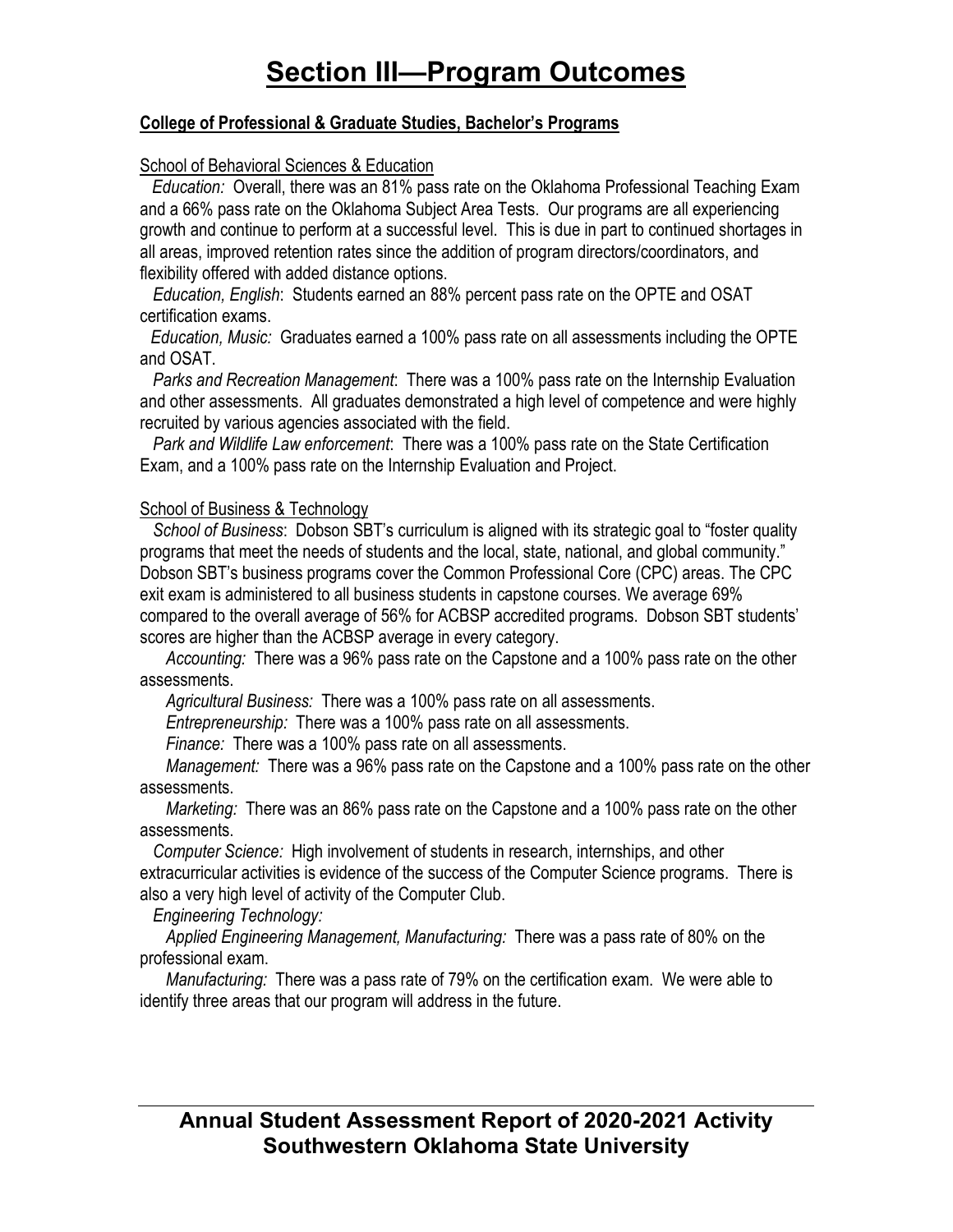# Section III—Program Outcomes

**College of Professional & Graduate Studies, Bachelor's Programs**

School of Behavioral Sciences & Education

*Education:* Overall, there was an 81% pass rate on the Oklahoma Professional Teaching Exam and a 66% pass rate on the Oklahoma Subject Area Tests. Our programs are all experiencing growth and continue to perform at a successful level. This is due in part to continued shortages in all areas, improved retention rates since the addition of program directors/coordinators, and flexibility offered with added distance options.

*Education, English*: Students earned an 88% percent pass rate on the OPTE and OSAT certification exams.

*Education, Music:* Graduates earned a 100% pass rate on all assessments including the OPTE and OSAT.

*Parks and Recreation Management*: There was a 100% pass rate on the Internship Evaluation and other assessments. All graduates demonstrated a high level of competence and were highly recruited by various agencies associated with the field.

*Park and Wildlife Law enforcement*: There was a 100% pass rate on the State Certification Exam, and a 100% pass rate on the Internship Evaluation and Project.

School of Business & Technology

*School of Business*: Dobson SBT's curriculum is aligned with its strategic goal to "foster quality programs that meet the needs of students and the local, state, national, and global community." Dobson SBT's business programs cover the Common Professional Core (CPC) areas. The CPC exit exam is administered to all business students in capstone courses. We average 69% compared to the overall average of 56% for ACBSP accredited programs. Dobson SBT students' scores are higher than the ACBSP average in every category.

*Accounting:* There was a 96% pass rate on the Capstone and a 100% pass rate on the other assessments.

*Agricultural Business:* There was a 100% pass rate on all assessments.

*Entrepreneurship:* There was a 100% pass rate on all assessments.

*Finance:* There was a 100% pass rate on all assessments.

*Management:* There was a 96% pass rate on the Capstone and a 100% pass rate on the other assessments.

*Marketing:* There was an 86% pass rate on the Capstone and a 100% pass rate on the other assessments.

*Computer Science:* High involvement of students in research, internships, and other extracurricular activities is evidence of the success of the Computer Science programs. There is also a very high level of activity of the Computer Club.

*Engineering Technology:*

*Applied Engineering Management, Manufacturing:* There was a pass rate of 80% on the professional exam.

*Manufacturing:* There was a pass rate of 79% on the certification exam. We were able to identify three areas that our program will address in the future.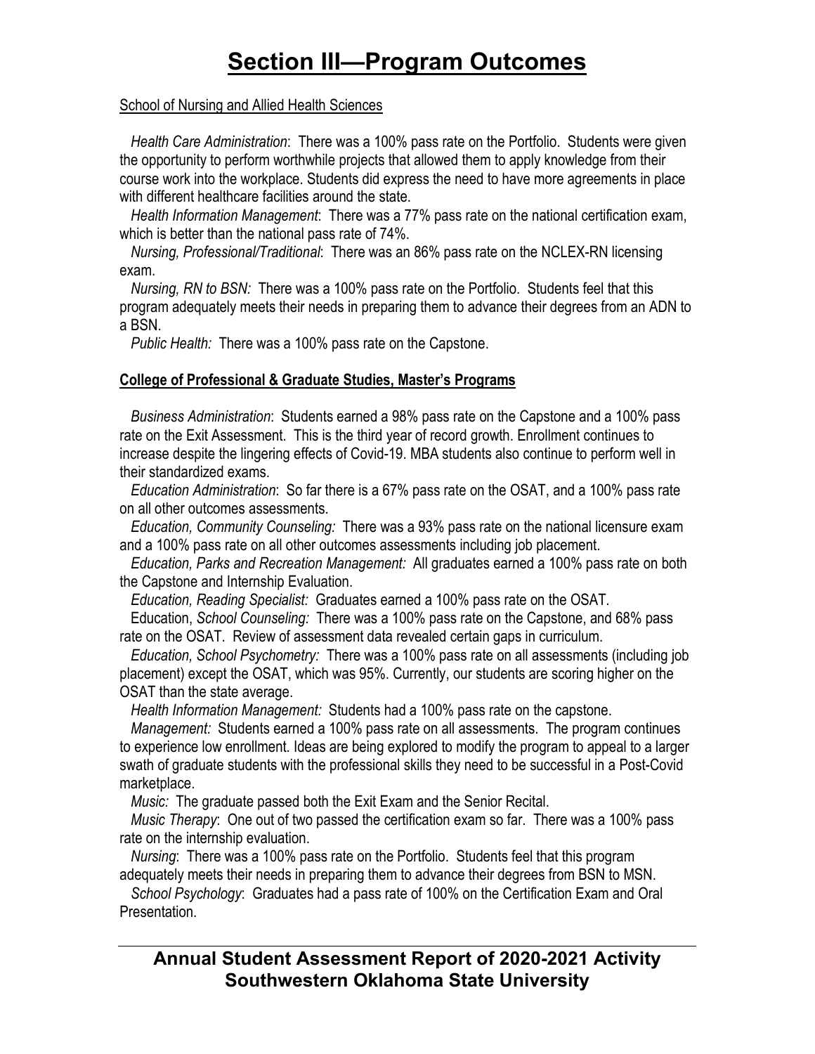# Section III—Program Outcomes

School of Nursing and Allied Health Sciences

*Health Care Administration*: There was a 100% pass rate on the Portfolio. Students were given the opportunity to perform worthwhile projects that allowed them to apply knowledge from their course work into the workplace. Students did express the need to have more agreements in place with different healthcare facilities around the state.

*Health Information Management*: There was a 77% pass rate on the national certification exam, which is better than the national pass rate of 74%.

*Nursing, Professional/Traditional*: There was an 86% pass rate on the NCLEX-RN licensing exam.

*Nursing, RN to BSN:* There was a 100% pass rate on the Portfolio. Students feel that this program adequately meets their needs in preparing them to advance their degrees from an ADN to a BSN.

*Public Health:* There was a 100% pass rate on the Capstone.

**College of Professional & Graduate Studies, Master's Programs**

*Business Administration*: Students earned a 98% pass rate on the Capstone and a 100% pass rate on the Exit Assessment. This is the third year of record growth. Enrollment continues to increase despite the lingering effects of Covid-19. MBA students also continue to perform well in their standardized exams.

*Education Administration*: So far there is a 67% pass rate on the OSAT, and a 100% pass rate on all other outcomes assessments.

*Education, Community Counseling:* There was a 93% pass rate on the national licensure exam and a 100% pass rate on all other outcomes assessments including job placement.

*Education, Parks and Recreation Management:* All graduates earned a 100% pass rate on both the Capstone and Internship Evaluation.

*Education, Reading Specialist:* Graduates earned a 100% pass rate on the OSAT.

Education, *School Counseling:* There was a 100% pass rate on the Capstone, and 68% pass rate on the OSAT. Review of assessment data revealed certain gaps in curriculum.

*Education, School Psychometry:* There was a 100% pass rate on all assessments (including job placement) except the OSAT, which was 95%. Currently, our students are scoring higher on the OSAT than the state average.

*Health Information Management:* Students had a 100% pass rate on the capstone.

*Management:* Students earned a 100% pass rate on all assessments. The program continues to experience low enrollment. Ideas are being explored to modify the program to appeal to a larger swath of graduate students with the professional skills they need to be successful in a Post-Covid marketplace.

*Music:* The graduate passed both the Exit Exam and the Senior Recital.

*Music Therapy*: One out of two passed the certification exam so far. There was a 100% pass rate on the internship evaluation.

*Nursing*: There was a 100% pass rate on the Portfolio. Students feel that this program adequately meets their needs in preparing them to advance their degrees from BSN to MSN.

*School Psychology*: Graduates had a pass rate of 100% on the Certification Exam and Oral Presentation.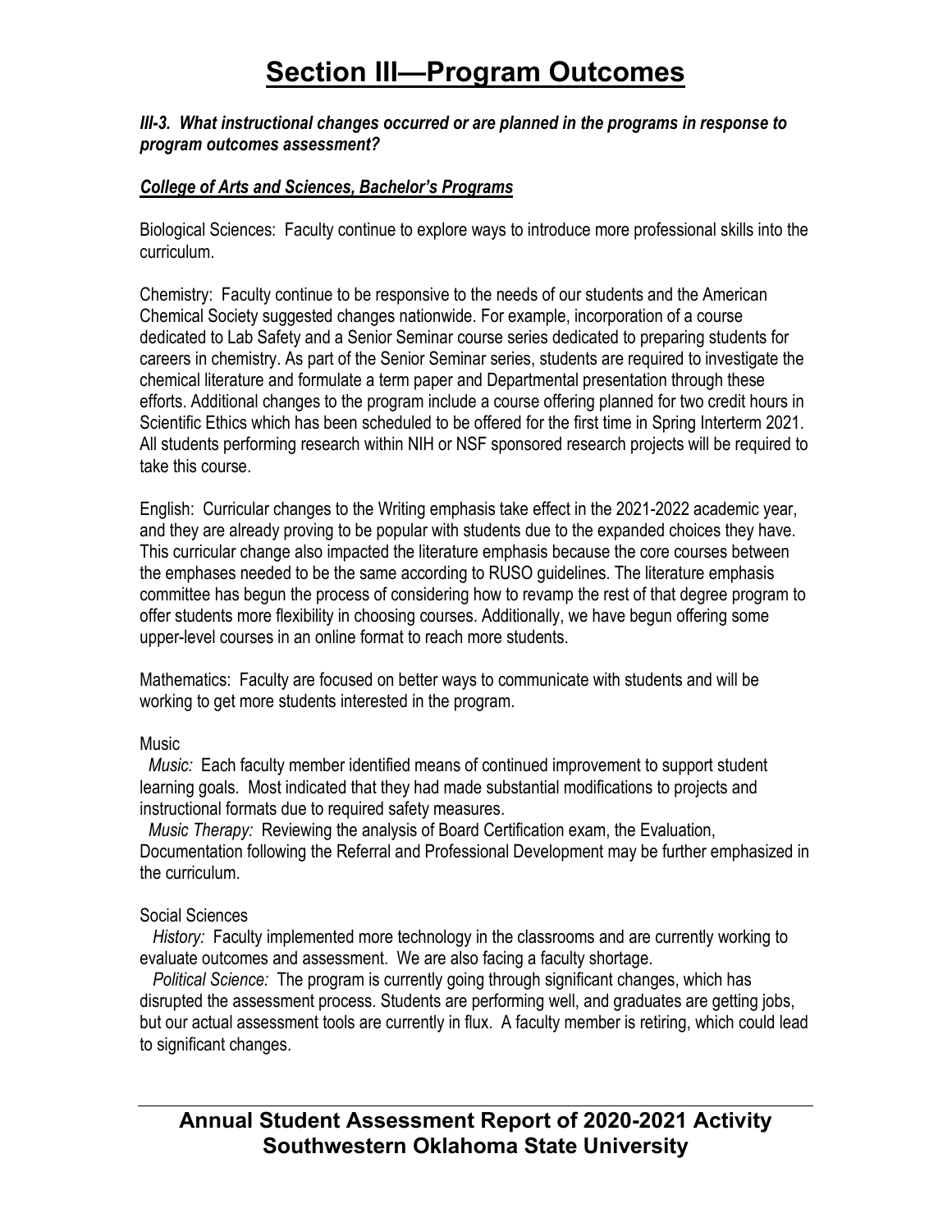# Section III—Program Outcomes

***III-3. What instructional changes occurred or are planned in the programs in response to program outcomes assessment?***

***College of Arts and Sciences, Bachelor's Programs***

Biological Sciences: Faculty continue to explore ways to introduce more professional skills into the curriculum.

Chemistry: Faculty continue to be responsive to the needs of our students and the American Chemical Society suggested changes nationwide. For example, incorporation of a course dedicated to Lab Safety and a Senior Seminar course series dedicated to preparing students for careers in chemistry. As part of the Senior Seminar series, students are required to investigate the chemical literature and formulate a term paper and Departmental presentation through these efforts. Additional changes to the program include a course offering planned for two credit hours in Scientific Ethics which has been scheduled to be offered for the first time in Spring Interterm 2021. All students performing research within NIH or NSF sponsored research projects will be required to take this course.

English: Curricular changes to the Writing emphasis take effect in the 2021-2022 academic year, and they are already proving to be popular with students due to the expanded choices they have. This curricular change also impacted the literature emphasis because the core courses between the emphases needed to be the same according to RUSO guidelines. The literature emphasis committee has begun the process of considering how to revamp the rest of that degree program to offer students more flexibility in choosing courses. Additionally, we have begun offering some upper-level courses in an online format to reach more students.

Mathematics: Faculty are focused on better ways to communicate with students and will be working to get more students interested in the program.

Music

*Music:* Each faculty member identified means of continued improvement to support student learning goals. Most indicated that they had made substantial modifications to projects and instructional formats due to required safety measures.

*Music Therapy:* Reviewing the analysis of Board Certification exam, the Evaluation, Documentation following the Referral and Professional Development may be further emphasized in the curriculum.

Social Sciences

*History:* Faculty implemented more technology in the classrooms and are currently working to evaluate outcomes and assessment. We are also facing a faculty shortage.

*Political Science:* The program is currently going through significant changes, which has disrupted the assessment process. Students are performing well, and graduates are getting jobs, but our actual assessment tools are currently in flux. A faculty member is retiring, which could lead to significant changes.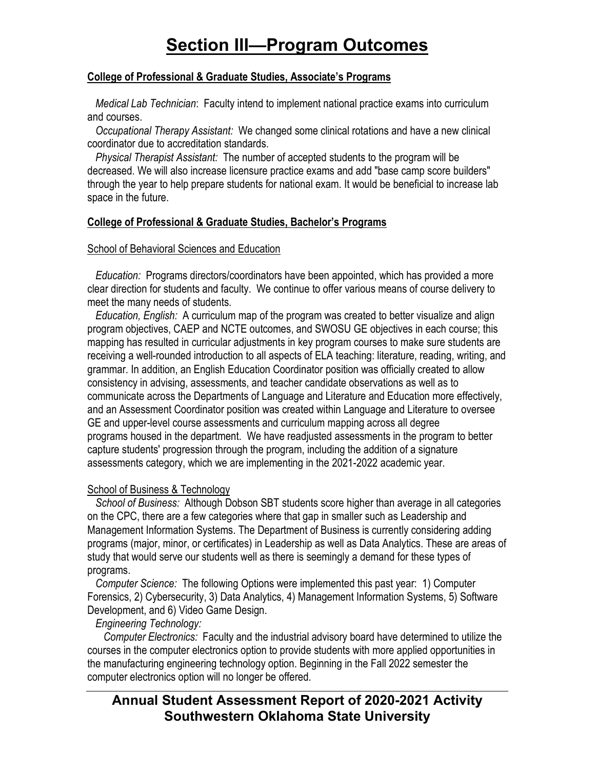# Section III—Program Outcomes

**College of Professional & Graduate Studies, Associate's Programs**

*Medical Lab Technician*: Faculty intend to implement national practice exams into curriculum and courses.

*Occupational Therapy Assistant:* We changed some clinical rotations and have a new clinical coordinator due to accreditation standards.

*Physical Therapist Assistant:* The number of accepted students to the program will be decreased. We will also increase licensure practice exams and add "base camp score builders" through the year to help prepare students for national exam. It would be beneficial to increase lab space in the future.

**College of Professional & Graduate Studies, Bachelor's Programs**

School of Behavioral Sciences and Education

*Education:* Programs directors/coordinators have been appointed, which has provided a more clear direction for students and faculty. We continue to offer various means of course delivery to meet the many needs of students.

*Education, English:* A curriculum map of the program was created to better visualize and align program objectives, CAEP and NCTE outcomes, and SWOSU GE objectives in each course; this mapping has resulted in curricular adjustments in key program courses to make sure students are receiving a well-rounded introduction to all aspects of ELA teaching: literature, reading, writing, and grammar. In addition, an English Education Coordinator position was officially created to allow consistency in advising, assessments, and teacher candidate observations as well as to communicate across the Departments of Language and Literature and Education more effectively, and an Assessment Coordinator position was created within Language and Literature to oversee GE and upper-level course assessments and curriculum mapping across all degree programs housed in the department. We have readjusted assessments in the program to better capture students' progression through the program, including the addition of a signature assessments category, which we are implementing in the 2021-2022 academic year.

School of Business & Technology

*School of Business:* Although Dobson SBT students score higher than average in all categories on the CPC, there are a few categories where that gap in smaller such as Leadership and Management Information Systems. The Department of Business is currently considering adding programs (major, minor, or certificates) in Leadership as well as Data Analytics. These are areas of study that would serve our students well as there is seemingly a demand for these types of programs.

*Computer Science:* The following Options were implemented this past year: 1) Computer Forensics, 2) Cybersecurity, 3) Data Analytics, 4) Management Information Systems, 5) Software Development, and 6) Video Game Design.

*Engineering Technology:*

*Computer Electronics:* Faculty and the industrial advisory board have determined to utilize the courses in the computer electronics option to provide students with more applied opportunities in the manufacturing engineering technology option. Beginning in the Fall 2022 semester the computer electronics option will no longer be offered.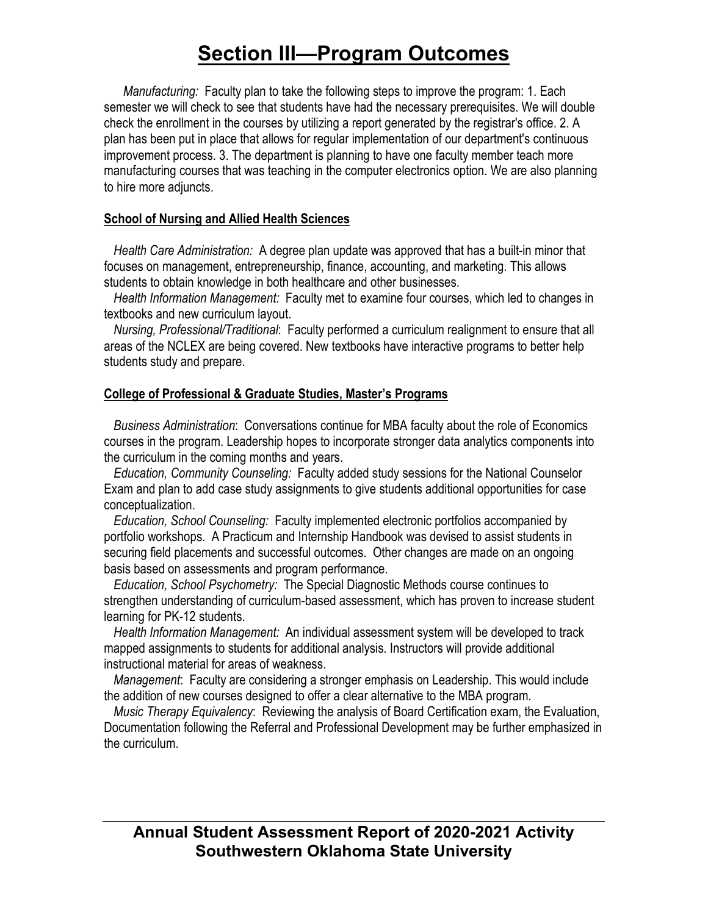# Section III—Program Outcomes

*Manufacturing:* Faculty plan to take the following steps to improve the program: 1. Each semester we will check to see that students have had the necessary prerequisites. We will double check the enrollment in the courses by utilizing a report generated by the registrar's office. 2. A plan has been put in place that allows for regular implementation of our department's continuous improvement process. 3. The department is planning to have one faculty member teach more manufacturing courses that was teaching in the computer electronics option. We are also planning to hire more adjuncts.

**School of Nursing and Allied Health Sciences**

*Health Care Administration:* A degree plan update was approved that has a built-in minor that focuses on management, entrepreneurship, finance, accounting, and marketing. This allows students to obtain knowledge in both healthcare and other businesses.

*Health Information Management:* Faculty met to examine four courses, which led to changes in textbooks and new curriculum layout.

*Nursing, Professional/Traditional*: Faculty performed a curriculum realignment to ensure that all areas of the NCLEX are being covered. New textbooks have interactive programs to better help students study and prepare.

**College of Professional & Graduate Studies, Master's Programs**

*Business Administration*: Conversations continue for MBA faculty about the role of Economics courses in the program. Leadership hopes to incorporate stronger data analytics components into the curriculum in the coming months and years.

*Education, Community Counseling:* Faculty added study sessions for the National Counselor Exam and plan to add case study assignments to give students additional opportunities for case conceptualization.

*Education, School Counseling:* Faculty implemented electronic portfolios accompanied by portfolio workshops. A Practicum and Internship Handbook was devised to assist students in securing field placements and successful outcomes. Other changes are made on an ongoing basis based on assessments and program performance.

*Education, School Psychometry:* The Special Diagnostic Methods course continues to strengthen understanding of curriculum-based assessment, which has proven to increase student learning for PK-12 students.

*Health Information Management:* An individual assessment system will be developed to track mapped assignments to students for additional analysis. Instructors will provide additional instructional material for areas of weakness.

*Management*: Faculty are considering a stronger emphasis on Leadership. This would include the addition of new courses designed to offer a clear alternative to the MBA program.

*Music Therapy Equivalency*: Reviewing the analysis of Board Certification exam, the Evaluation, Documentation following the Referral and Professional Development may be further emphasized in the curriculum.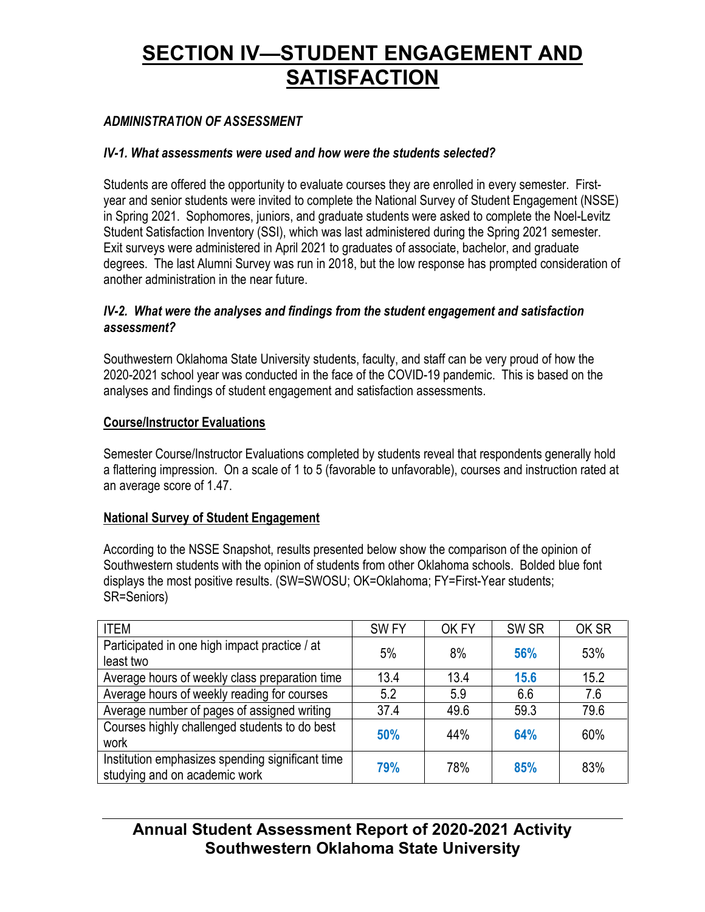# SECTION IV—STUDENT ENGAGEMENT AND SATISFACTION

***ADMINISTRATION OF ASSESSMENT***

***IV-1. What assessments were used and how were the students selected?***

Students are offered the opportunity to evaluate courses they are enrolled in every semester. First-year and senior students were invited to complete the National Survey of Student Engagement (NSSE) in Spring 2021. Sophomores, juniors, and graduate students were asked to complete the Noel-Levitz Student Satisfaction Inventory (SSI), which was last administered during the Spring 2021 semester. Exit surveys were administered in April 2021 to graduates of associate, bachelor, and graduate degrees. The last Alumni Survey was run in 2018, but the low response has prompted consideration of another administration in the near future.

***IV-2. What were the analyses and findings from the student engagement and satisfaction assessment?***

Southwestern Oklahoma State University students, faculty, and staff can be very proud of how the 2020-2021 school year was conducted in the face of the COVID-19 pandemic. This is based on the analyses and findings of student engagement and satisfaction assessments.

**Course/Instructor Evaluations**

Semester Course/Instructor Evaluations completed by students reveal that respondents generally hold a flattering impression. On a scale of 1 to 5 (favorable to unfavorable), courses and instruction rated at an average score of 1.47.

**National Survey of Student Engagement**

According to the NSSE Snapshot, results presented below show the comparison of the opinion of Southwestern students with the opinion of students from other Oklahoma schools. Bolded blue font displays the most positive results. (SW=SWOSU; OK=Oklahoma; FY=First-Year students; SR=Seniors)

| ITEM | SW FY | OK FY | SW SR | OK SR |
|---|---|---|---|---|
| Participated in one high impact practice / at least two | 5% | 8% | **56%** | 53% |
| Average hours of weekly class preparation time | 13.4 | 13.4 | **15.6** | 15.2 |
| Average hours of weekly reading for courses | 5.2 | 5.9 | 6.6 | 7.6 |
| Average number of pages of assigned writing | 37.4 | 49.6 | 59.3 | 79.6 |
| Courses highly challenged students to do best work | **50%** | 44% | **64%** | 60% |
| Institution emphasizes spending significant time studying and on academic work | **79%** | 78% | **85%** | 83% |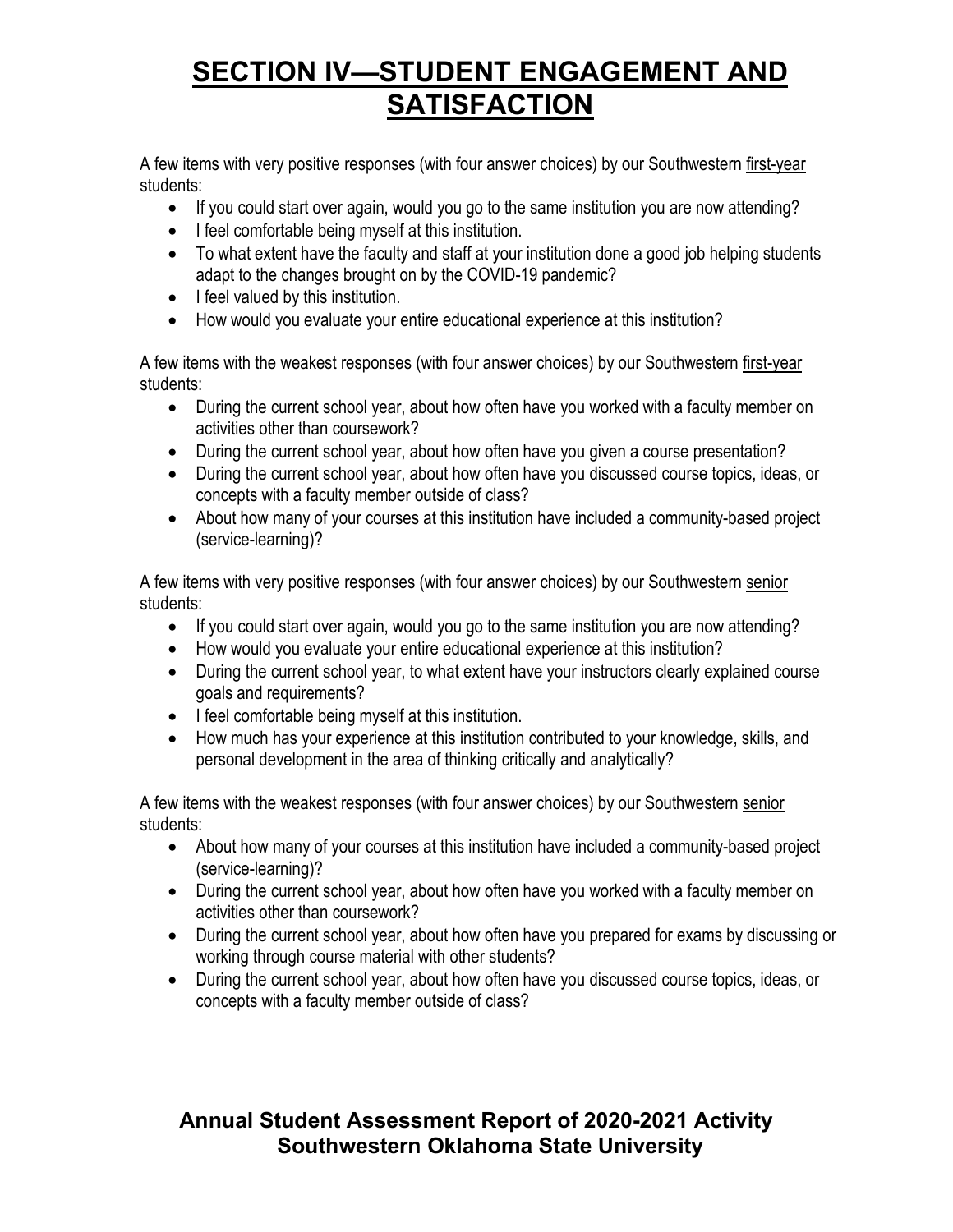# SECTION IV—STUDENT ENGAGEMENT AND SATISFACTION

A few items with very positive responses (with four answer choices) by our Southwestern first-year students:

- If you could start over again, would you go to the same institution you are now attending?
- I feel comfortable being myself at this institution.
- To what extent have the faculty and staff at your institution done a good job helping students adapt to the changes brought on by the COVID-19 pandemic?
- I feel valued by this institution.
- How would you evaluate your entire educational experience at this institution?

A few items with the weakest responses (with four answer choices) by our Southwestern first-year students:

- During the current school year, about how often have you worked with a faculty member on activities other than coursework?
- During the current school year, about how often have you given a course presentation?
- During the current school year, about how often have you discussed course topics, ideas, or concepts with a faculty member outside of class?
- About how many of your courses at this institution have included a community-based project (service-learning)?

A few items with very positive responses (with four answer choices) by our Southwestern senior students:

- If you could start over again, would you go to the same institution you are now attending?
- How would you evaluate your entire educational experience at this institution?
- During the current school year, to what extent have your instructors clearly explained course goals and requirements?
- I feel comfortable being myself at this institution.
- How much has your experience at this institution contributed to your knowledge, skills, and personal development in the area of thinking critically and analytically?

A few items with the weakest responses (with four answer choices) by our Southwestern senior students:

- About how many of your courses at this institution have included a community-based project (service-learning)?
- During the current school year, about how often have you worked with a faculty member on activities other than coursework?
- During the current school year, about how often have you prepared for exams by discussing or working through course material with other students?
- During the current school year, about how often have you discussed course topics, ideas, or concepts with a faculty member outside of class?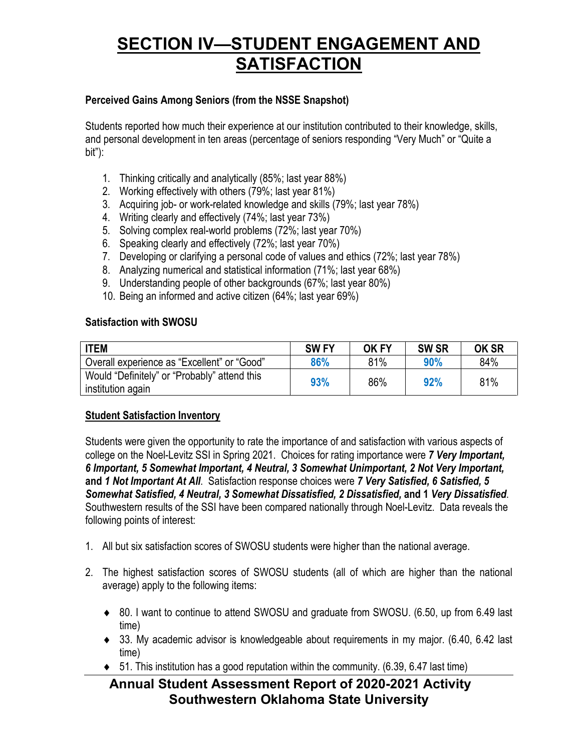# SECTION IV—STUDENT ENGAGEMENT AND SATISFACTION

**Perceived Gains Among Seniors (from the NSSE Snapshot)**

Students reported how much their experience at our institution contributed to their knowledge, skills, and personal development in ten areas (percentage of seniors responding "Very Much" or "Quite a bit"):

1. Thinking critically and analytically (85%; last year 88%)
2. Working effectively with others (79%; last year 81%)
3. Acquiring job- or work-related knowledge and skills (79%; last year 78%)
4. Writing clearly and effectively (74%; last year 73%)
5. Solving complex real-world problems (72%; last year 70%)
6. Speaking clearly and effectively (72%; last year 70%)
7. Developing or clarifying a personal code of values and ethics (72%; last year 78%)
8. Analyzing numerical and statistical information (71%; last year 68%)
9. Understanding people of other backgrounds (67%; last year 80%)
10. Being an informed and active citizen (64%; last year 69%)

**Satisfaction with SWOSU**

| ITEM | SW FY | OK FY | SW SR | OK SR |
|---|---|---|---|---|
| Overall experience as "Excellent" or "Good" | **86%** | 81% | **90%** | 84% |
| Would "Definitely" or "Probably" attend this institution again | **93%** | 86% | **92%** | 81% |

**Student Satisfaction Inventory**

Students were given the opportunity to rate the importance of and satisfaction with various aspects of college on the Noel-Levitz SSI in Spring 2021. Choices for rating importance were ***7 Very Important, 6 Important, 5 Somewhat Important, 4 Neutral, 3 Somewhat Unimportant, 2 Not Very Important,*** **and** ***1 Not Important At All***. Satisfaction response choices were ***7 Very Satisfied, 6 Satisfied, 5 Somewhat Satisfied, 4 Neutral, 3 Somewhat Dissatisfied, 2 Dissatisfied,*** **and 1** ***Very Dissatisfied***. Southwestern results of the SSI have been compared nationally through Noel-Levitz. Data reveals the following points of interest:

1. All but six satisfaction scores of SWOSU students were higher than the national average.

2. The highest satisfaction scores of SWOSU students (all of which are higher than the national average) apply to the following items:

   - 80. I want to continue to attend SWOSU and graduate from SWOSU. (6.50, up from 6.49 last time)
   - 33. My academic advisor is knowledgeable about requirements in my major. (6.40, 6.42 last time)
   - 51. This institution has a good reputation within the community. (6.39, 6.47 last time)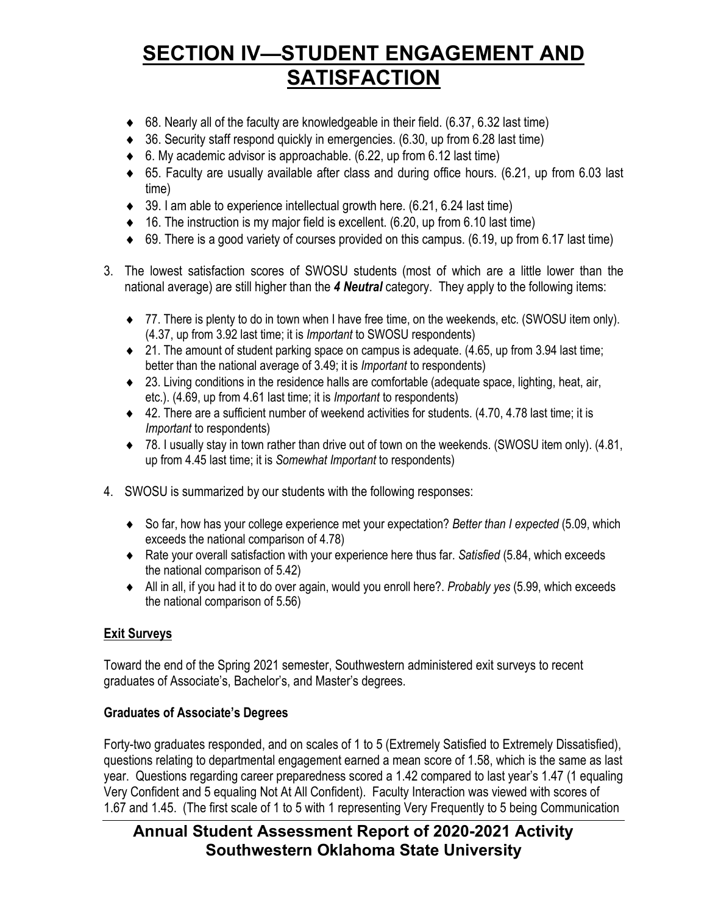# SECTION IV—STUDENT ENGAGEMENT AND SATISFACTION

- 68. Nearly all of the faculty are knowledgeable in their field. (6.37, 6.32 last time)
- 36. Security staff respond quickly in emergencies. (6.30, up from 6.28 last time)
- 6. My academic advisor is approachable. (6.22, up from 6.12 last time)
- 65. Faculty are usually available after class and during office hours. (6.21, up from 6.03 last time)
- 39. I am able to experience intellectual growth here. (6.21, 6.24 last time)
- 16. The instruction is my major field is excellent. (6.20, up from 6.10 last time)
- 69. There is a good variety of courses provided on this campus. (6.19, up from 6.17 last time)

3. The lowest satisfaction scores of SWOSU students (most of which are a little lower than the national average) are still higher than the ***4 Neutral*** category. They apply to the following items:

   - 77. There is plenty to do in town when I have free time, on the weekends, etc. (SWOSU item only). (4.37, up from 3.92 last time; it is *Important* to SWOSU respondents)
   - 21. The amount of student parking space on campus is adequate. (4.65, up from 3.94 last time; better than the national average of 3.49; it is *Important* to respondents)
   - 23. Living conditions in the residence halls are comfortable (adequate space, lighting, heat, air, etc.). (4.69, up from 4.61 last time; it is *Important* to respondents)
   - 42. There are a sufficient number of weekend activities for students. (4.70, 4.78 last time; it is *Important* to respondents)
   - 78. I usually stay in town rather than drive out of town on the weekends. (SWOSU item only). (4.81, up from 4.45 last time; it is *Somewhat Important* to respondents)

4. SWOSU is summarized by our students with the following responses:

   - So far, how has your college experience met your expectation? *Better than I expected* (5.09, which exceeds the national comparison of 4.78)
   - Rate your overall satisfaction with your experience here thus far. *Satisfied* (5.84, which exceeds the national comparison of 5.42)
   - All in all, if you had it to do over again, would you enroll here?. *Probably yes* (5.99, which exceeds the national comparison of 5.56)

## Exit Surveys

Toward the end of the Spring 2021 semester, Southwestern administered exit surveys to recent graduates of Associate's, Bachelor's, and Master's degrees.

### Graduates of Associate's Degrees

Forty-two graduates responded, and on scales of 1 to 5 (Extremely Satisfied to Extremely Dissatisfied), questions relating to departmental engagement earned a mean score of 1.58, which is the same as last year. Questions regarding career preparedness scored a 1.42 compared to last year's 1.47 (1 equaling Very Confident and 5 equaling Not At All Confident). Faculty Interaction was viewed with scores of 1.67 and 1.45. (The first scale of 1 to 5 with 1 representing Very Frequently to 5 being Communication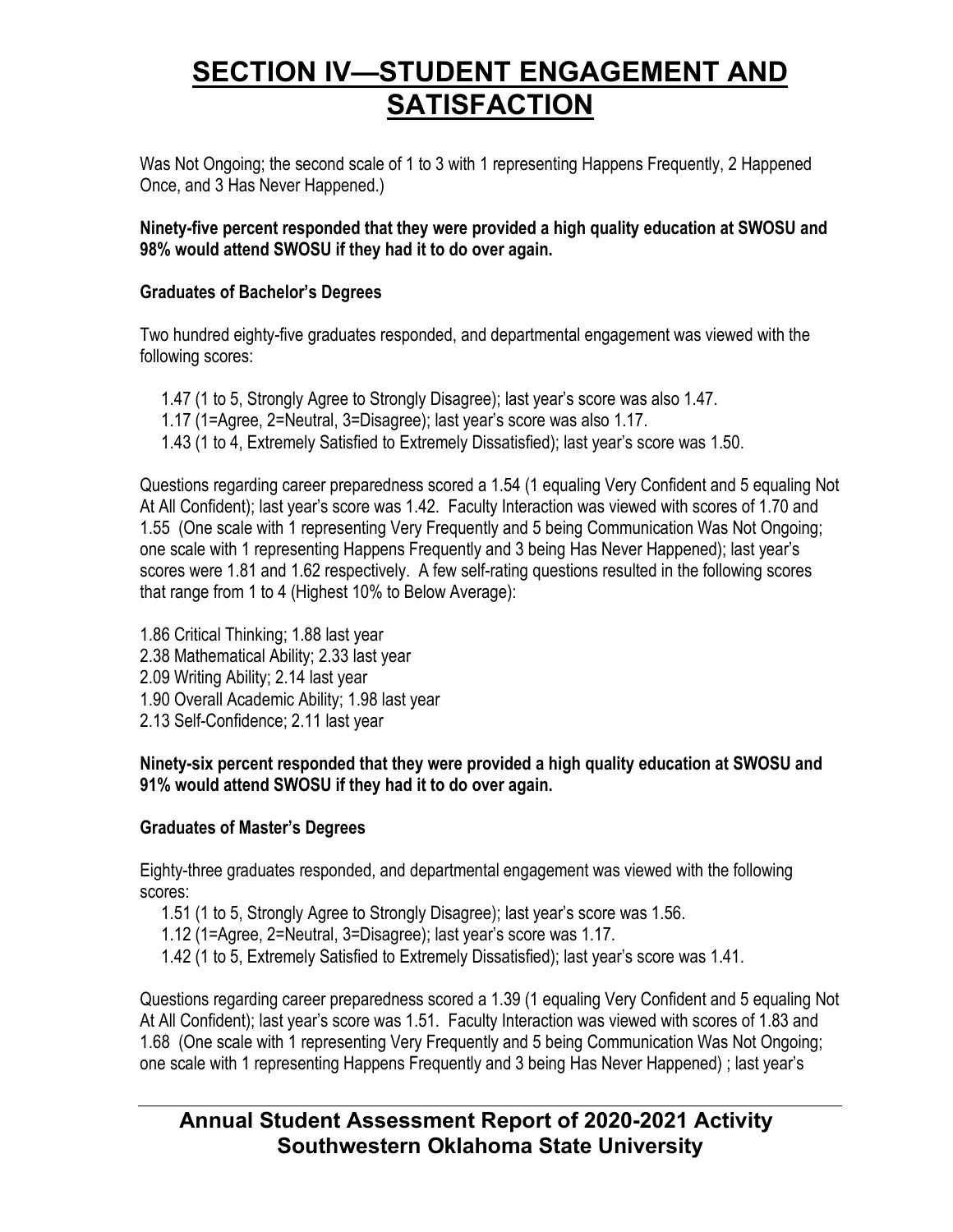# SECTION IV—STUDENT ENGAGEMENT AND SATISFACTION

Was Not Ongoing; the second scale of 1 to 3 with 1 representing Happens Frequently, 2 Happened Once, and 3 Has Never Happened.)

**Ninety-five percent responded that they were provided a high quality education at SWOSU and 98% would attend SWOSU if they had it to do over again.**

**Graduates of Bachelor's Degrees**

Two hundred eighty-five graduates responded, and departmental engagement was viewed with the following scores:

1.47 (1 to 5, Strongly Agree to Strongly Disagree); last year's score was also 1.47.
1.17 (1=Agree, 2=Neutral, 3=Disagree); last year's score was also 1.17.
1.43 (1 to 4, Extremely Satisfied to Extremely Dissatisfied); last year's score was 1.50.

Questions regarding career preparedness scored a 1.54 (1 equaling Very Confident and 5 equaling Not At All Confident); last year's score was 1.42. Faculty Interaction was viewed with scores of 1.70 and 1.55 (One scale with 1 representing Very Frequently and 5 being Communication Was Not Ongoing; one scale with 1 representing Happens Frequently and 3 being Has Never Happened); last year's scores were 1.81 and 1.62 respectively. A few self-rating questions resulted in the following scores that range from 1 to 4 (Highest 10% to Below Average):

1.86 Critical Thinking; 1.88 last year
2.38 Mathematical Ability; 2.33 last year
2.09 Writing Ability; 2.14 last year
1.90 Overall Academic Ability; 1.98 last year
2.13 Self-Confidence; 2.11 last year

**Ninety-six percent responded that they were provided a high quality education at SWOSU and 91% would attend SWOSU if they had it to do over again.**

**Graduates of Master's Degrees**

Eighty-three graduates responded, and departmental engagement was viewed with the following scores:

1.51 (1 to 5, Strongly Agree to Strongly Disagree); last year's score was 1.56.
1.12 (1=Agree, 2=Neutral, 3=Disagree); last year's score was 1.17.
1.42 (1 to 5, Extremely Satisfied to Extremely Dissatisfied); last year's score was 1.41.

Questions regarding career preparedness scored a 1.39 (1 equaling Very Confident and 5 equaling Not At All Confident); last year's score was 1.51. Faculty Interaction was viewed with scores of 1.83 and 1.68 (One scale with 1 representing Very Frequently and 5 being Communication Was Not Ongoing; one scale with 1 representing Happens Frequently and 3 being Has Never Happened) ; last year's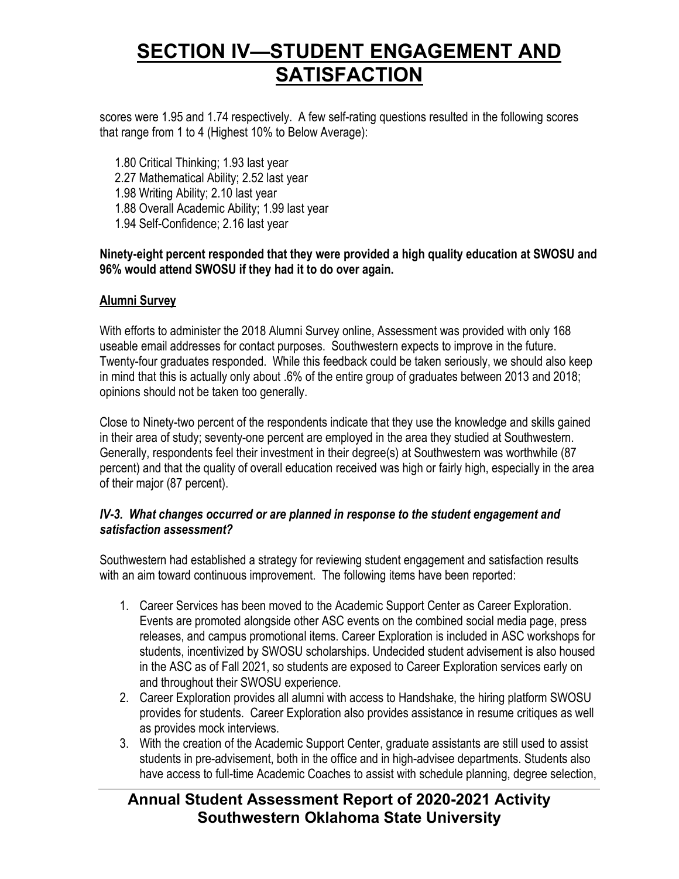# SECTION IV—STUDENT ENGAGEMENT AND SATISFACTION

scores were 1.95 and 1.74 respectively. A few self-rating questions resulted in the following scores that range from 1 to 4 (Highest 10% to Below Average):

1.80 Critical Thinking; 1.93 last year
2.27 Mathematical Ability; 2.52 last year
1.98 Writing Ability; 2.10 last year
1.88 Overall Academic Ability; 1.99 last year
1.94 Self-Confidence; 2.16 last year

**Ninety-eight percent responded that they were provided a high quality education at SWOSU and 96% would attend SWOSU if they had it to do over again.**

**Alumni Survey**

With efforts to administer the 2018 Alumni Survey online, Assessment was provided with only 168 useable email addresses for contact purposes. Southwestern expects to improve in the future. Twenty-four graduates responded. While this feedback could be taken seriously, we should also keep in mind that this is actually only about .6% of the entire group of graduates between 2013 and 2018; opinions should not be taken too generally.

Close to Ninety-two percent of the respondents indicate that they use the knowledge and skills gained in their area of study; seventy-one percent are employed in the area they studied at Southwestern. Generally, respondents feel their investment in their degree(s) at Southwestern was worthwhile (87 percent) and that the quality of overall education received was high or fairly high, especially in the area of their major (87 percent).

***IV-3. What changes occurred or are planned in response to the student engagement and satisfaction assessment?***

Southwestern had established a strategy for reviewing student engagement and satisfaction results with an aim toward continuous improvement. The following items have been reported:

1. Career Services has been moved to the Academic Support Center as Career Exploration. Events are promoted alongside other ASC events on the combined social media page, press releases, and campus promotional items. Career Exploration is included in ASC workshops for students, incentivized by SWOSU scholarships. Undecided student advisement is also housed in the ASC as of Fall 2021, so students are exposed to Career Exploration services early on and throughout their SWOSU experience.
2. Career Exploration provides all alumni with access to Handshake, the hiring platform SWOSU provides for students. Career Exploration also provides assistance in resume critiques as well as provides mock interviews.
3. With the creation of the Academic Support Center, graduate assistants are still used to assist students in pre-advisement, both in the office and in high-advisee departments. Students also have access to full-time Academic Coaches to assist with schedule planning, degree selection,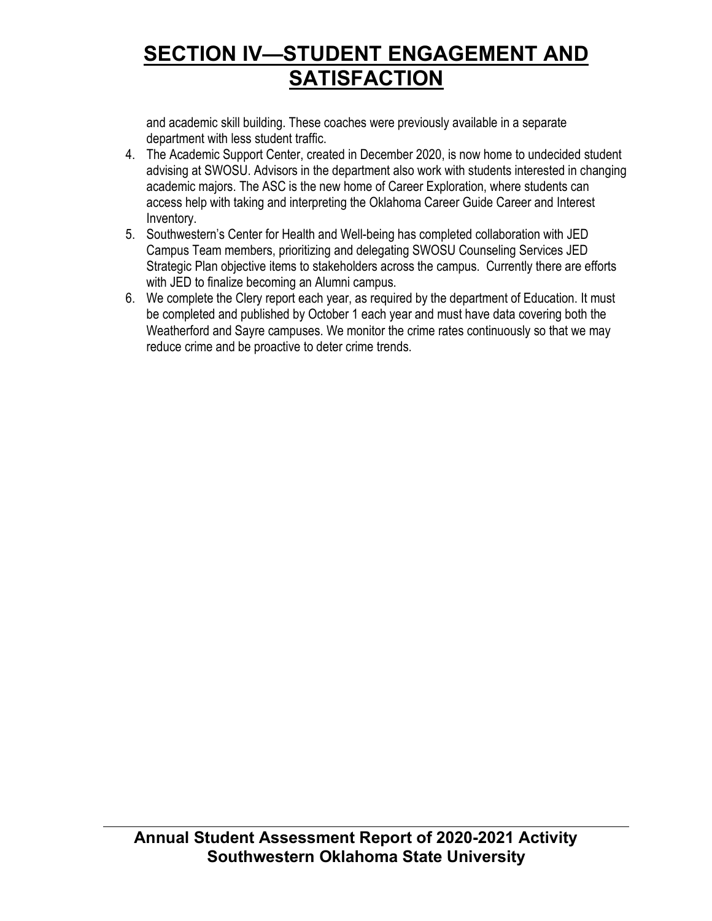# SECTION IV—STUDENT ENGAGEMENT AND SATISFACTION

and academic skill building. These coaches were previously available in a separate department with less student traffic.

4. The Academic Support Center, created in December 2020, is now home to undecided student advising at SWOSU. Advisors in the department also work with students interested in changing academic majors. The ASC is the new home of Career Exploration, where students can access help with taking and interpreting the Oklahoma Career Guide Career and Interest Inventory.
5. Southwestern's Center for Health and Well-being has completed collaboration with JED Campus Team members, prioritizing and delegating SWOSU Counseling Services JED Strategic Plan objective items to stakeholders across the campus. Currently there are efforts with JED to finalize becoming an Alumni campus.
6. We complete the Clery report each year, as required by the department of Education. It must be completed and published by October 1 each year and must have data covering both the Weatherford and Sayre campuses. We monitor the crime rates continuously so that we may reduce crime and be proactive to deter crime trends.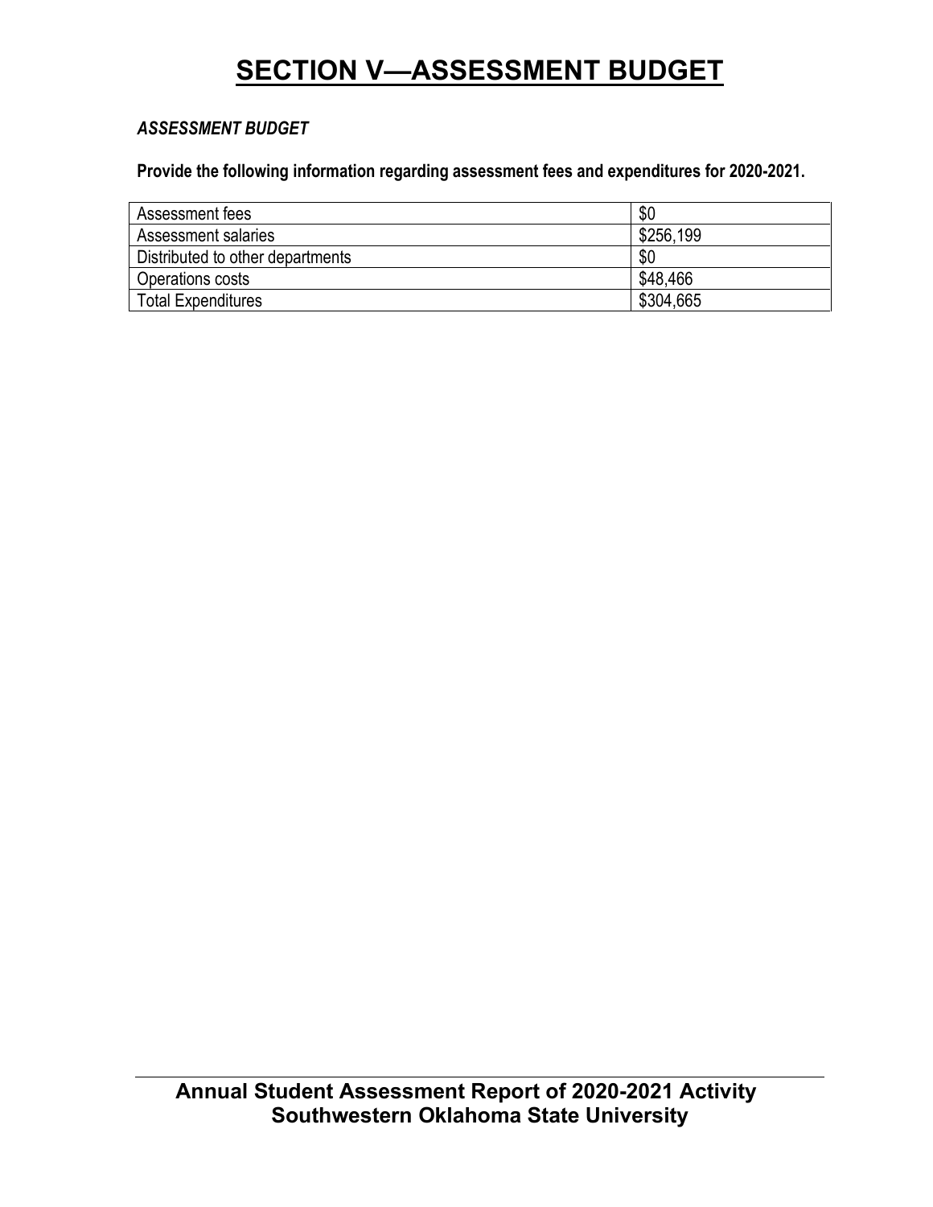# SECTION V—ASSESSMENT BUDGET

***ASSESSMENT BUDGET***

**Provide the following information regarding assessment fees and expenditures for 2020-2021.**

| | |
|---|---|
| Assessment fees | $0 |
| Assessment salaries | $256,199 |
| Distributed to other departments | $0 |
| Operations costs | $48,466 |
| Total Expenditures | $304,665 |